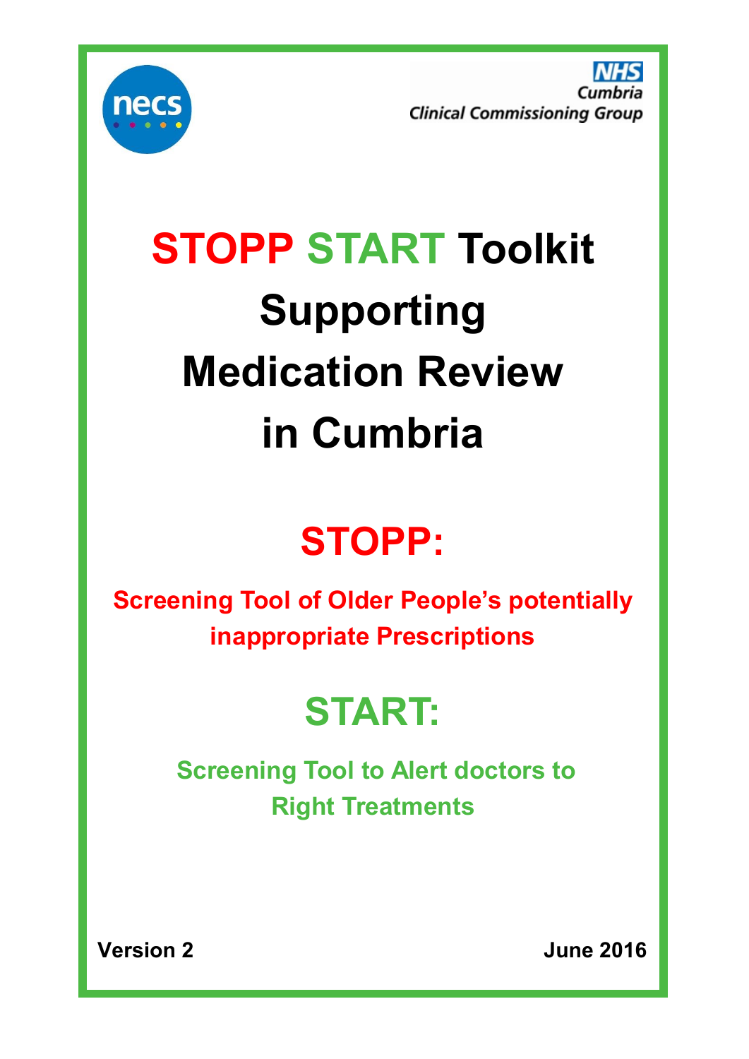necs

NHS
Cumbria
Clinical Commissioning Group

# STOPP START Toolkit Supporting Medication Review in Cumbria

## STOPP:

**Screening Tool of Older People's potentially inappropriate Prescriptions**

## START:

**Screening Tool to Alert doctors to Right Treatments**

**Version 2** **June 2016**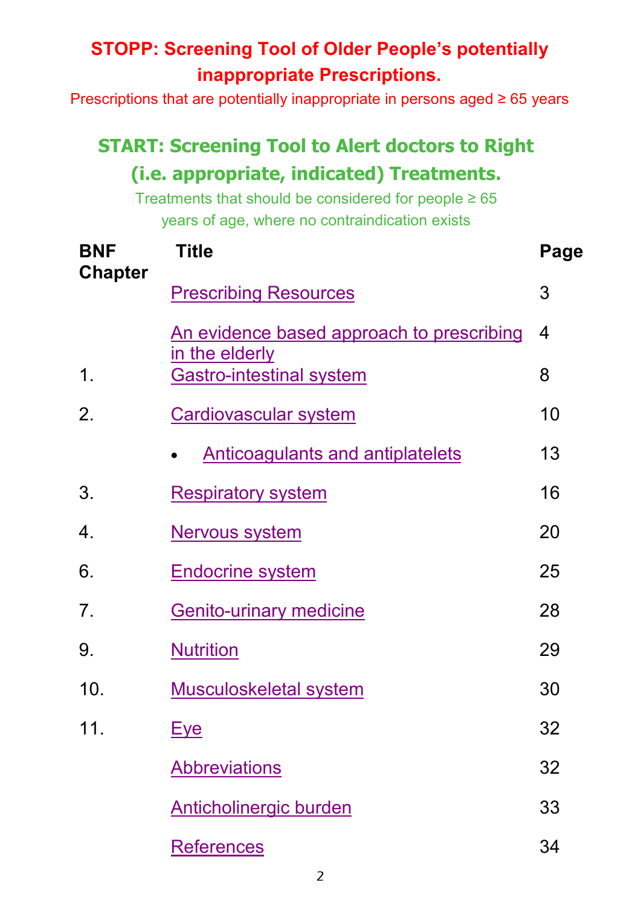# STOPP: Screening Tool of Older People's potentially inappropriate Prescriptions.

Prescriptions that are potentially inappropriate in persons aged ≥ 65 years

# START: Screening Tool to Alert doctors to Right (i.e. appropriate, indicated) Treatments.

Treatments that should be considered for people ≥ 65 years of age, where no contraindication exists

| BNF Chapter | Title | Page |
|---|---|---|
| | Prescribing Resources | 3 |
| | An evidence based approach to prescribing in the elderly | 4 |
| 1. | Gastro-intestinal system | 8 |
| 2. | Cardiovascular system | 10 |
| | • Anticoagulants and antiplatelets | 13 |
| 3. | Respiratory system | 16 |
| 4. | Nervous system | 20 |
| 6. | Endocrine system | 25 |
| 7. | Genito-urinary medicine | 28 |
| 9. | Nutrition | 29 |
| 10. | Musculoskeletal system | 30 |
| 11. | Eye | 32 |
| | Abbreviations | 32 |
| | Anticholinergic burden | 33 |
| | References | 34 |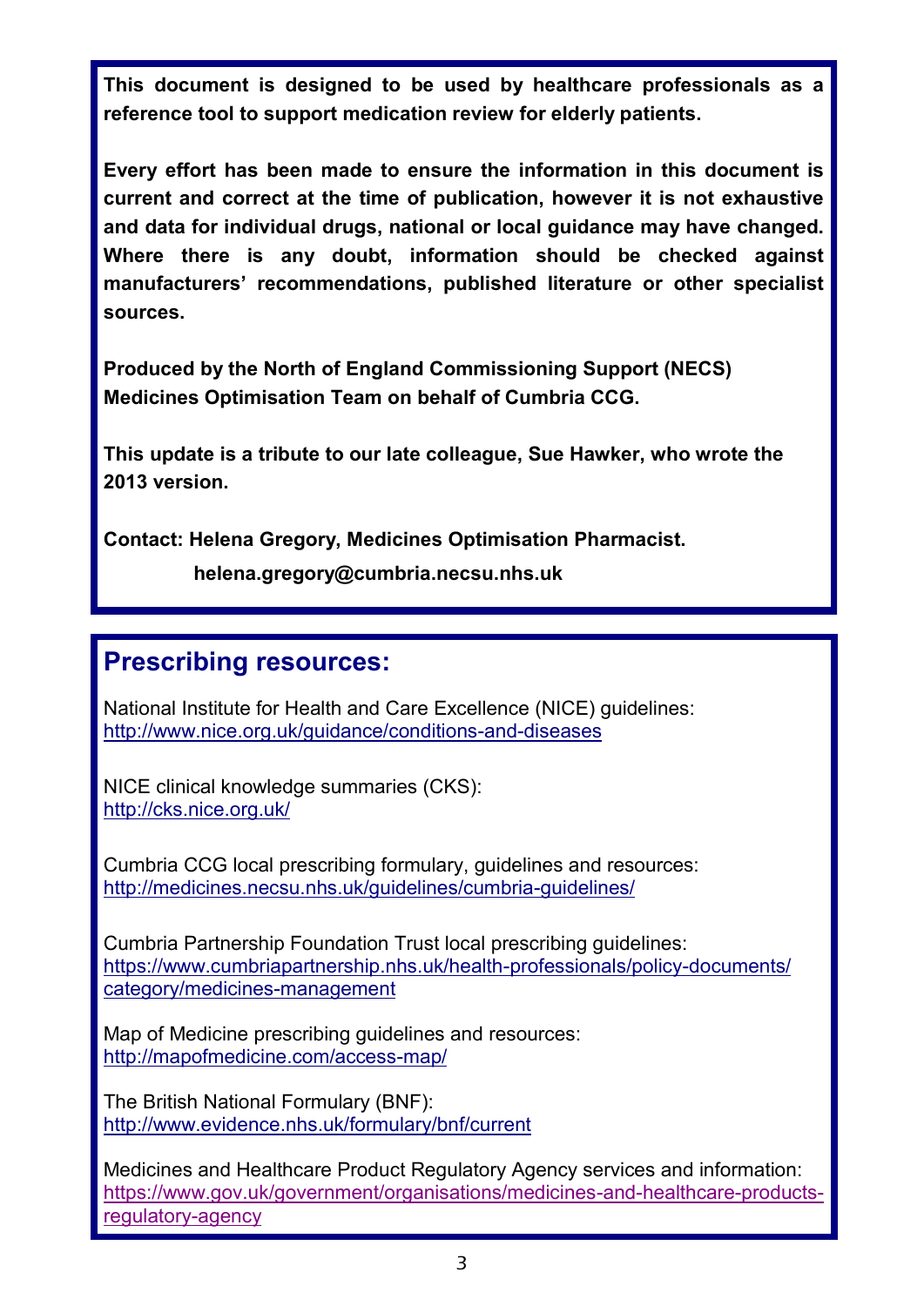**This document is designed to be used by healthcare professionals as a reference tool to support medication review for elderly patients.**

**Every effort has been made to ensure the information in this document is current and correct at the time of publication, however it is not exhaustive and data for individual drugs, national or local guidance may have changed. Where there is any doubt, information should be checked against manufacturers' recommendations, published literature or other specialist sources.**

**Produced by the North of England Commissioning Support (NECS) Medicines Optimisation Team on behalf of Cumbria CCG.**

**This update is a tribute to our late colleague, Sue Hawker, who wrote the 2013 version.**

**Contact: Helena Gregory, Medicines Optimisation Pharmacist.**

**helena.gregory@cumbria.necsu.nhs.uk**

## Prescribing resources:

National Institute for Health and Care Excellence (NICE) guidelines:
http://www.nice.org.uk/guidance/conditions-and-diseases

NICE clinical knowledge summaries (CKS):
http://cks.nice.org.uk/

Cumbria CCG local prescribing formulary, guidelines and resources:
http://medicines.necsu.nhs.uk/guidelines/cumbria-guidelines/

Cumbria Partnership Foundation Trust local prescribing guidelines:
https://www.cumbriapartnership.nhs.uk/health-professionals/policy-documents/category/medicines-management

Map of Medicine prescribing guidelines and resources:
http://mapofmedicine.com/access-map/

The British National Formulary (BNF):
http://www.evidence.nhs.uk/formulary/bnf/current

Medicines and Healthcare Product Regulatory Agency services and information:
https://www.gov.uk/government/organisations/medicines-and-healthcare-products-regulatory-agency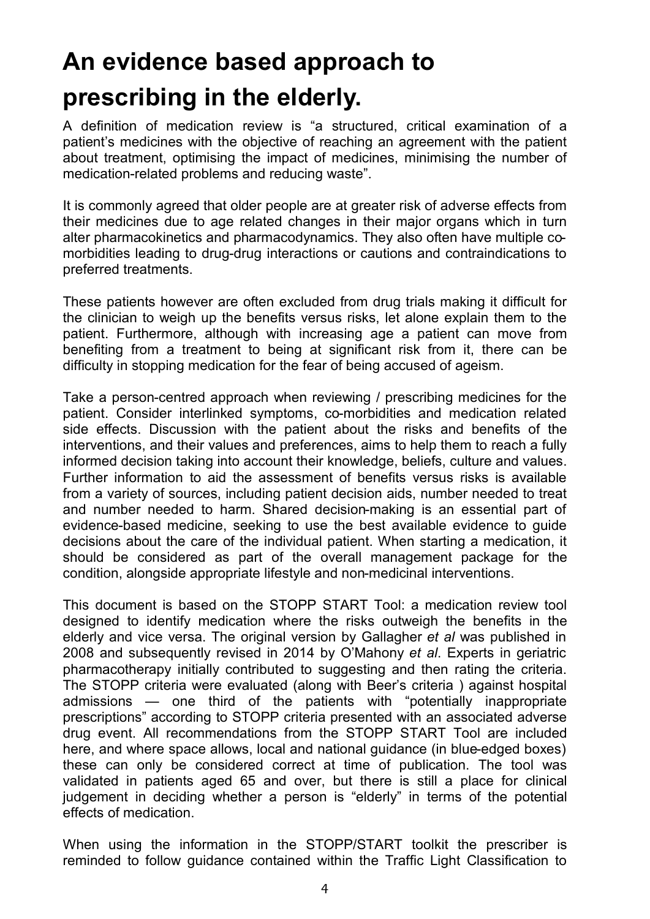# An evidence based approach to prescribing in the elderly.

A definition of medication review is "a structured, critical examination of a patient's medicines with the objective of reaching an agreement with the patient about treatment, optimising the impact of medicines, minimising the number of medication-related problems and reducing waste".

It is commonly agreed that older people are at greater risk of adverse effects from their medicines due to age related changes in their major organs which in turn alter pharmacokinetics and pharmacodynamics. They also often have multiple co-morbidities leading to drug-drug interactions or cautions and contraindications to preferred treatments.

These patients however are often excluded from drug trials making it difficult for the clinician to weigh up the benefits versus risks, let alone explain them to the patient. Furthermore, although with increasing age a patient can move from benefiting from a treatment to being at significant risk from it, there can be difficulty in stopping medication for the fear of being accused of ageism.

Take a person-centred approach when reviewing / prescribing medicines for the patient. Consider interlinked symptoms, co-morbidities and medication related side effects. Discussion with the patient about the risks and benefits of the interventions, and their values and preferences, aims to help them to reach a fully informed decision taking into account their knowledge, beliefs, culture and values. Further information to aid the assessment of benefits versus risks is available from a variety of sources, including patient decision aids, number needed to treat and number needed to harm. Shared decision-making is an essential part of evidence-based medicine, seeking to use the best available evidence to guide decisions about the care of the individual patient. When starting a medication, it should be considered as part of the overall management package for the condition, alongside appropriate lifestyle and non-medicinal interventions.

This document is based on the STOPP START Tool: a medication review tool designed to identify medication where the risks outweigh the benefits in the elderly and vice versa. The original version by Gallagher *et al* was published in 2008 and subsequently revised in 2014 by O'Mahony *et al*. Experts in geriatric pharmacotherapy initially contributed to suggesting and then rating the criteria. The STOPP criteria were evaluated (along with Beer's criteria ) against hospital admissions — one third of the patients with "potentially inappropriate prescriptions" according to STOPP criteria presented with an associated adverse drug event. All recommendations from the STOPP START Tool are included here, and where space allows, local and national guidance (in blue-edged boxes) these can only be considered correct at time of publication. The tool was validated in patients aged 65 and over, but there is still a place for clinical judgement in deciding whether a person is "elderly" in terms of the potential effects of medication.

When using the information in the STOPP/START toolkit the prescriber is reminded to follow guidance contained within the Traffic Light Classification to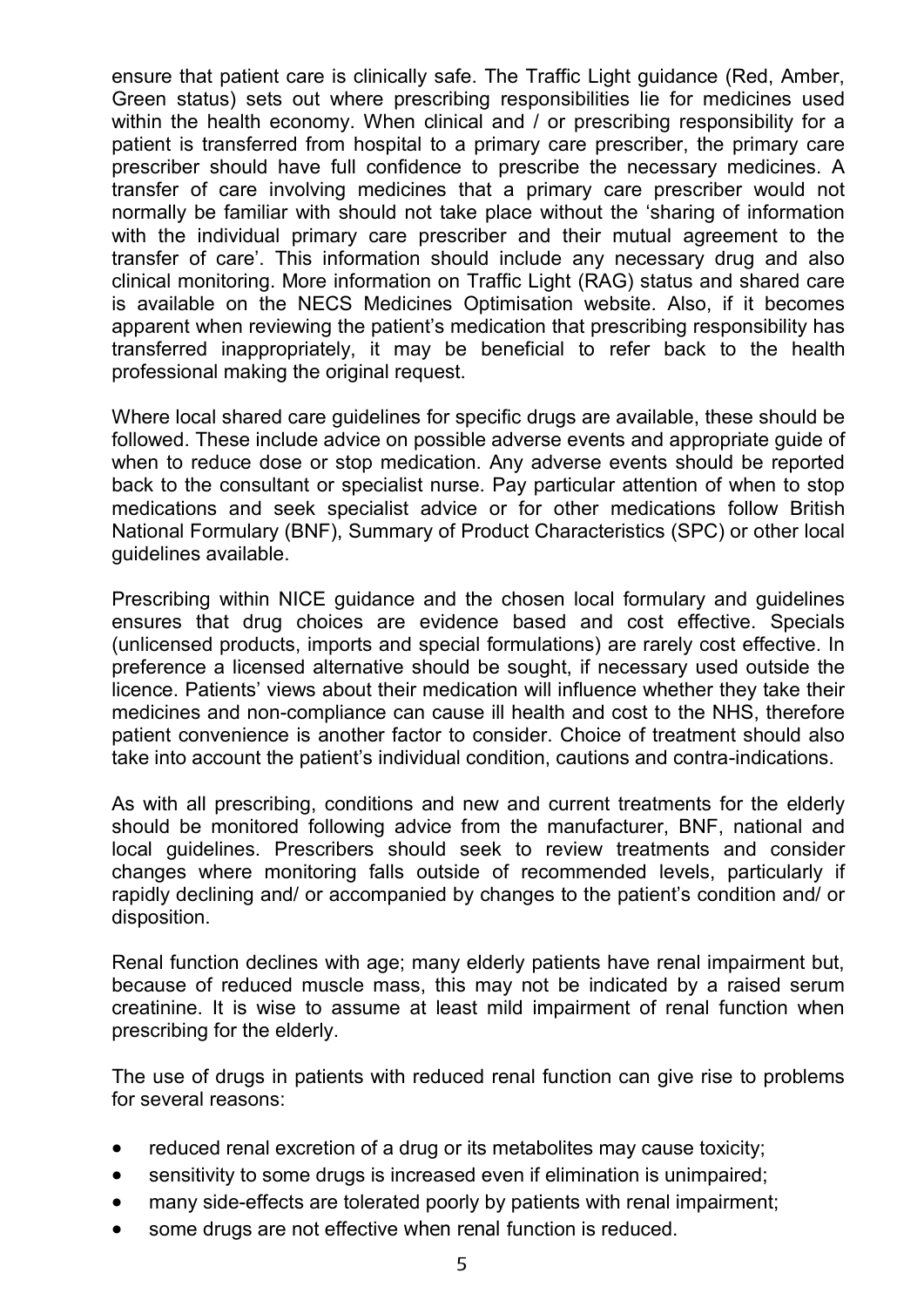ensure that patient care is clinically safe. The Traffic Light guidance (Red, Amber, Green status) sets out where prescribing responsibilities lie for medicines used within the health economy. When clinical and / or prescribing responsibility for a patient is transferred from hospital to a primary care prescriber, the primary care prescriber should have full confidence to prescribe the necessary medicines. A transfer of care involving medicines that a primary care prescriber would not normally be familiar with should not take place without the 'sharing of information with the individual primary care prescriber and their mutual agreement to the transfer of care'. This information should include any necessary drug and also clinical monitoring. More information on Traffic Light (RAG) status and shared care is available on the NECS Medicines Optimisation website. Also, if it becomes apparent when reviewing the patient's medication that prescribing responsibility has transferred inappropriately, it may be beneficial to refer back to the health professional making the original request.

Where local shared care guidelines for specific drugs are available, these should be followed. These include advice on possible adverse events and appropriate guide of when to reduce dose or stop medication. Any adverse events should be reported back to the consultant or specialist nurse. Pay particular attention of when to stop medications and seek specialist advice or for other medications follow British National Formulary (BNF), Summary of Product Characteristics (SPC) or other local guidelines available.

Prescribing within NICE guidance and the chosen local formulary and guidelines ensures that drug choices are evidence based and cost effective. Specials (unlicensed products, imports and special formulations) are rarely cost effective. In preference a licensed alternative should be sought, if necessary used outside the licence. Patients' views about their medication will influence whether they take their medicines and non-compliance can cause ill health and cost to the NHS, therefore patient convenience is another factor to consider. Choice of treatment should also take into account the patient's individual condition, cautions and contra-indications.

As with all prescribing, conditions and new and current treatments for the elderly should be monitored following advice from the manufacturer, BNF, national and local guidelines. Prescribers should seek to review treatments and consider changes where monitoring falls outside of recommended levels, particularly if rapidly declining and/ or accompanied by changes to the patient's condition and/ or disposition.

Renal function declines with age; many elderly patients have renal impairment but, because of reduced muscle mass, this may not be indicated by a raised serum creatinine. It is wise to assume at least mild impairment of renal function when prescribing for the elderly.

The use of drugs in patients with reduced renal function can give rise to problems for several reasons:

- reduced renal excretion of a drug or its metabolites may cause toxicity;
- sensitivity to some drugs is increased even if elimination is unimpaired;
- many side-effects are tolerated poorly by patients with renal impairment;
- some drugs are not effective when renal function is reduced.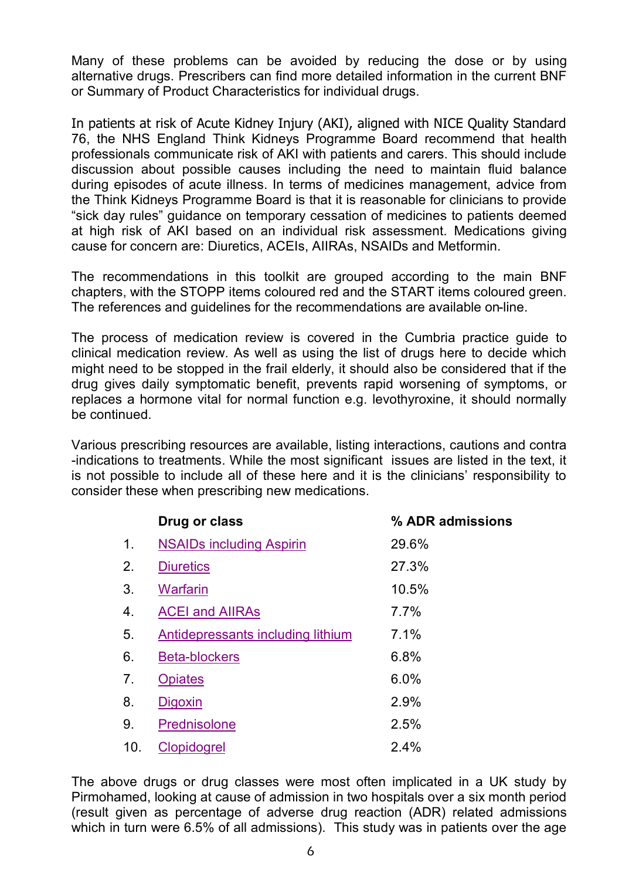Many of these problems can be avoided by reducing the dose or by using alternative drugs. Prescribers can find more detailed information in the current BNF or Summary of Product Characteristics for individual drugs.

In patients at risk of Acute Kidney Injury (AKI), aligned with NICE Quality Standard 76, the NHS England Think Kidneys Programme Board recommend that health professionals communicate risk of AKI with patients and carers. This should include discussion about possible causes including the need to maintain fluid balance during episodes of acute illness. In terms of medicines management, advice from the Think Kidneys Programme Board is that it is reasonable for clinicians to provide "sick day rules" guidance on temporary cessation of medicines to patients deemed at high risk of AKI based on an individual risk assessment. Medications giving cause for concern are: Diuretics, ACEIs, AIIRAs, NSAIDs and Metformin.

The recommendations in this toolkit are grouped according to the main BNF chapters, with the STOPP items coloured red and the START items coloured green. The references and guidelines for the recommendations are available on-line.

The process of medication review is covered in the Cumbria practice guide to clinical medication review. As well as using the list of drugs here to decide which might need to be stopped in the frail elderly, it should also be considered that if the drug gives daily symptomatic benefit, prevents rapid worsening of symptoms, or replaces a hormone vital for normal function e.g. levothyroxine, it should normally be continued.

Various prescribing resources are available, listing interactions, cautions and contra-indications to treatments. While the most significant issues are listed in the text, it is not possible to include all of these here and it is the clinicians' responsibility to consider these when prescribing new medications.

| | Drug or class | % ADR admissions |
|---|---|---|
| 1. | NSAIDs including Aspirin | 29.6% |
| 2. | Diuretics | 27.3% |
| 3. | Warfarin | 10.5% |
| 4. | ACEI and AIIRAs | 7.7% |
| 5. | Antidepressants including lithium | 7.1% |
| 6. | Beta-blockers | 6.8% |
| 7. | Opiates | 6.0% |
| 8. | Digoxin | 2.9% |
| 9. | Prednisolone | 2.5% |
| 10. | Clopidogrel | 2.4% |

The above drugs or drug classes were most often implicated in a UK study by Pirmohamed, looking at cause of admission in two hospitals over a six month period (result given as percentage of adverse drug reaction (ADR) related admissions which in turn were 6.5% of all admissions). This study was in patients over the age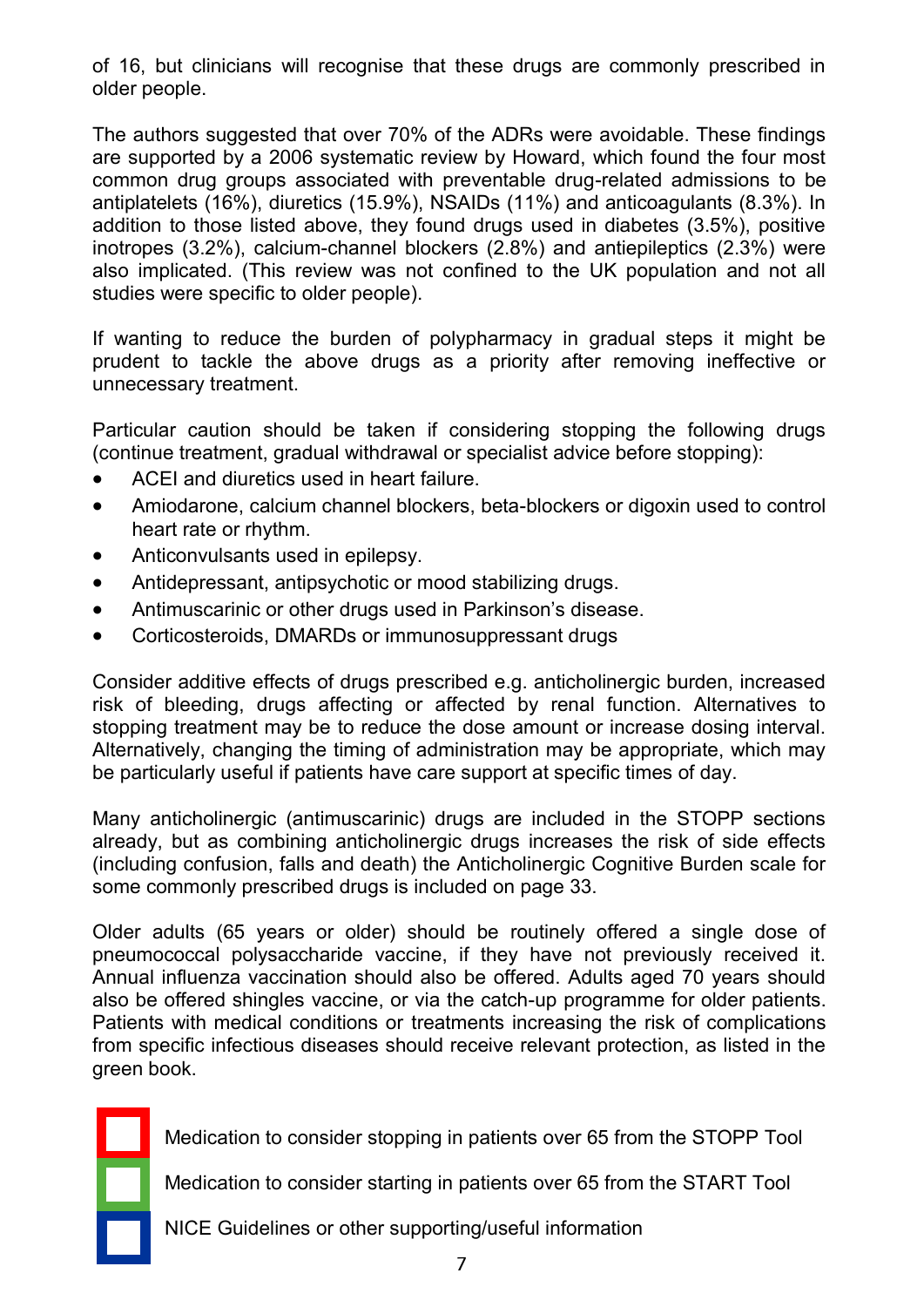of 16, but clinicians will recognise that these drugs are commonly prescribed in older people.

The authors suggested that over 70% of the ADRs were avoidable. These findings are supported by a 2006 systematic review by Howard, which found the four most common drug groups associated with preventable drug-related admissions to be antiplatelets (16%), diuretics (15.9%), NSAIDs (11%) and anticoagulants (8.3%). In addition to those listed above, they found drugs used in diabetes (3.5%), positive inotropes (3.2%), calcium-channel blockers (2.8%) and antiepileptics (2.3%) were also implicated. (This review was not confined to the UK population and not all studies were specific to older people).

If wanting to reduce the burden of polypharmacy in gradual steps it might be prudent to tackle the above drugs as a priority after removing ineffective or unnecessary treatment.

Particular caution should be taken if considering stopping the following drugs (continue treatment, gradual withdrawal or specialist advice before stopping):

- ACEI and diuretics used in heart failure.
- Amiodarone, calcium channel blockers, beta-blockers or digoxin used to control heart rate or rhythm.
- Anticonvulsants used in epilepsy.
- Antidepressant, antipsychotic or mood stabilizing drugs.
- Antimuscarinic or other drugs used in Parkinson's disease.
- Corticosteroids, DMARDs or immunosuppressant drugs

Consider additive effects of drugs prescribed e.g. anticholinergic burden, increased risk of bleeding, drugs affecting or affected by renal function. Alternatives to stopping treatment may be to reduce the dose amount or increase dosing interval. Alternatively, changing the timing of administration may be appropriate, which may be particularly useful if patients have care support at specific times of day.

Many anticholinergic (antimuscarinic) drugs are included in the STOPP sections already, but as combining anticholinergic drugs increases the risk of side effects (including confusion, falls and death) the Anticholinergic Cognitive Burden scale for some commonly prescribed drugs is included on page 33.

Older adults (65 years or older) should be routinely offered a single dose of pneumococcal polysaccharide vaccine, if they have not previously received it. Annual influenza vaccination should also be offered. Adults aged 70 years should also be offered shingles vaccine, or via the catch-up programme for older patients. Patients with medical conditions or treatments increasing the risk of complications from specific infectious diseases should receive relevant protection, as listed in the green book.

Medication to consider stopping in patients over 65 from the STOPP Tool

Medication to consider starting in patients over 65 from the START Tool

NICE Guidelines or other supporting/useful information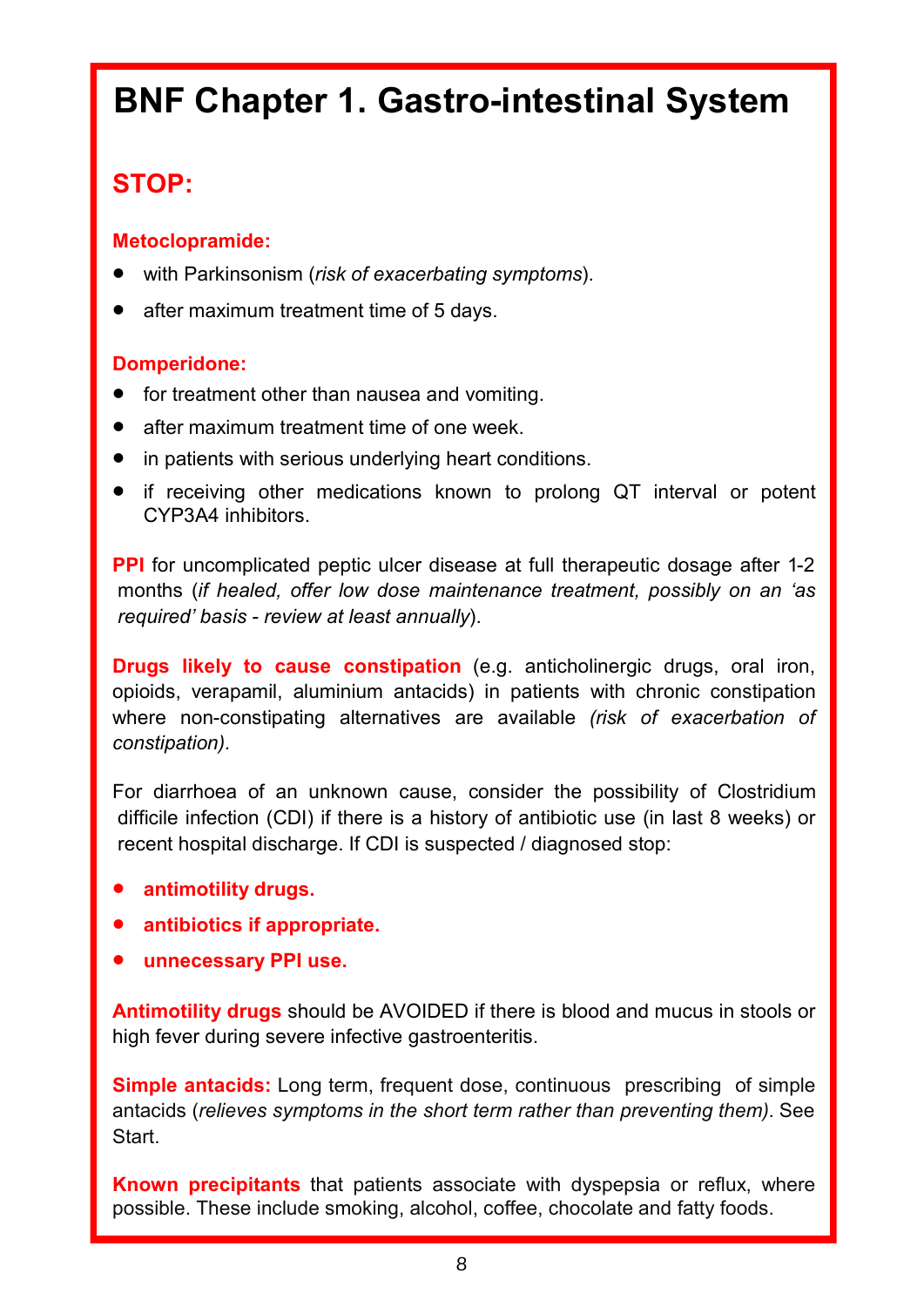# BNF Chapter 1. Gastro-intestinal System

## STOP:

**Metoclopramide:**

- with Parkinsonism (*risk of exacerbating symptoms*).
- after maximum treatment time of 5 days.

**Domperidone:**

- for treatment other than nausea and vomiting.
- after maximum treatment time of one week.
- in patients with serious underlying heart conditions.
- if receiving other medications known to prolong QT interval or potent CYP3A4 inhibitors.

**PPI** for uncomplicated peptic ulcer disease at full therapeutic dosage after 1-2 months (*if healed, offer low dose maintenance treatment, possibly on an 'as required' basis - review at least annually*).

**Drugs likely to cause constipation** (e.g. anticholinergic drugs, oral iron, opioids, verapamil, aluminium antacids) in patients with chronic constipation where non-constipating alternatives are available *(risk of exacerbation of constipation).*

For diarrhoea of an unknown cause, consider the possibility of Clostridium difficile infection (CDI) if there is a history of antibiotic use (in last 8 weeks) or recent hospital discharge. If CDI is suspected / diagnosed stop:

- **antimotility drugs.**
- **antibiotics if appropriate.**
- **unnecessary PPI use.**

**Antimotility drugs** should be AVOIDED if there is blood and mucus in stools or high fever during severe infective gastroenteritis.

**Simple antacids:** Long term, frequent dose, continuous prescribing of simple antacids (*relieves symptoms in the short term rather than preventing them).* See Start.

**Known precipitants** that patients associate with dyspepsia or reflux, where possible. These include smoking, alcohol, coffee, chocolate and fatty foods.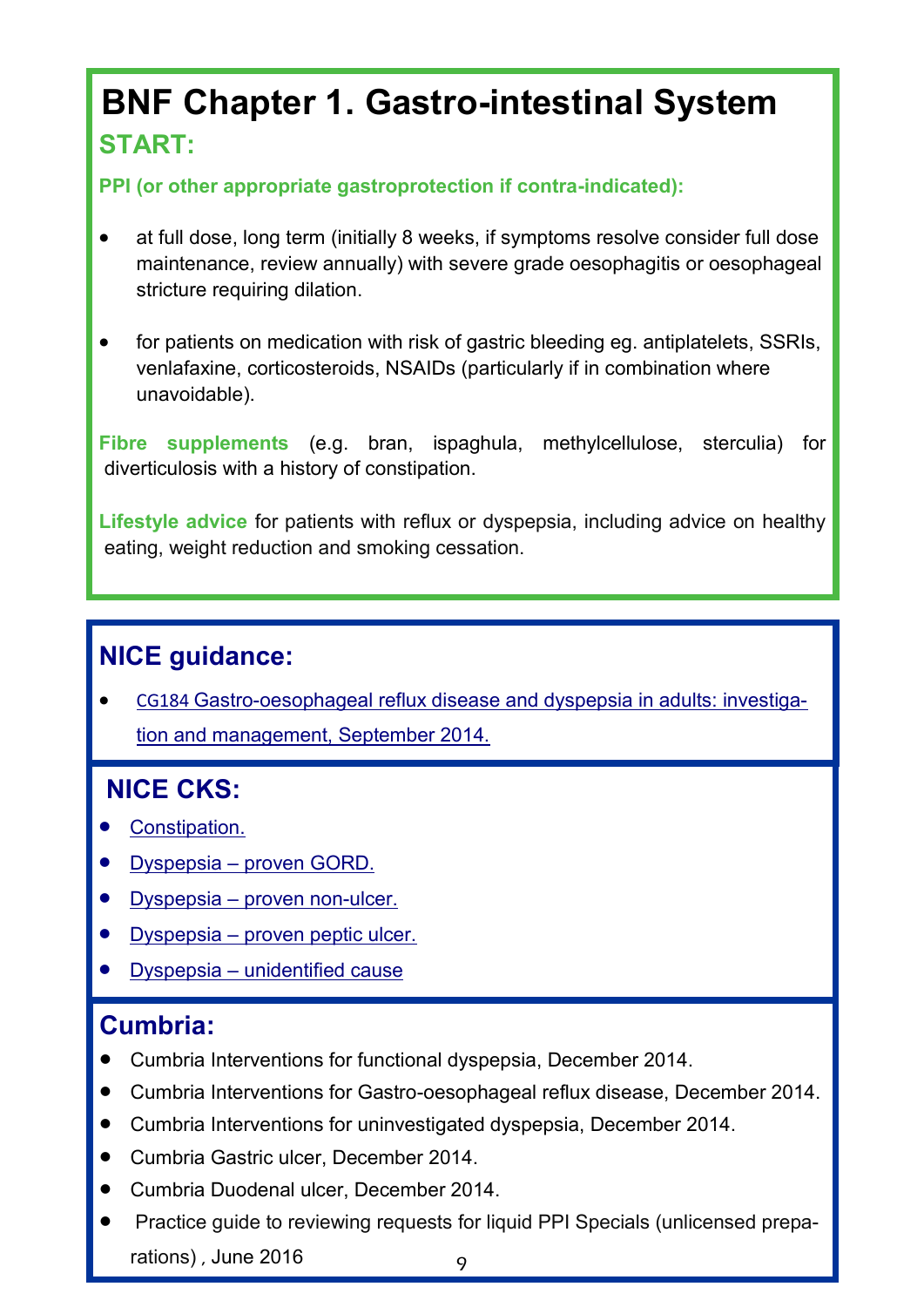# BNF Chapter 1. Gastro-intestinal System

## START:

**PPI (or other appropriate gastroprotection if contra-indicated):**

- at full dose, long term (initially 8 weeks, if symptoms resolve consider full dose maintenance, review annually) with severe grade oesophagitis or oesophageal stricture requiring dilation.

- for patients on medication with risk of gastric bleeding eg. antiplatelets, SSRIs, venlafaxine, corticosteroids, NSAIDs (particularly if in combination where unavoidable).

**Fibre supplements** (e.g. bran, ispaghula, methylcellulose, sterculia) for diverticulosis with a history of constipation.

**Lifestyle advice** for patients with reflux or dyspepsia, including advice on healthy eating, weight reduction and smoking cessation.

## NICE guidance:

- CG184 Gastro-oesophageal reflux disease and dyspepsia in adults: investigation and management, September 2014.

## NICE CKS:

- Constipation.
- Dyspepsia – proven GORD.
- Dyspepsia – proven non-ulcer.
- Dyspepsia – proven peptic ulcer.
- Dyspepsia – unidentified cause

## Cumbria:

- Cumbria Interventions for functional dyspepsia, December 2014.
- Cumbria Interventions for Gastro-oesophageal reflux disease, December 2014.
- Cumbria Interventions for uninvestigated dyspepsia, December 2014.
- Cumbria Gastric ulcer, December 2014.
- Cumbria Duodenal ulcer, December 2014.
- Practice guide to reviewing requests for liquid PPI Specials (unlicensed preparations) , June 2016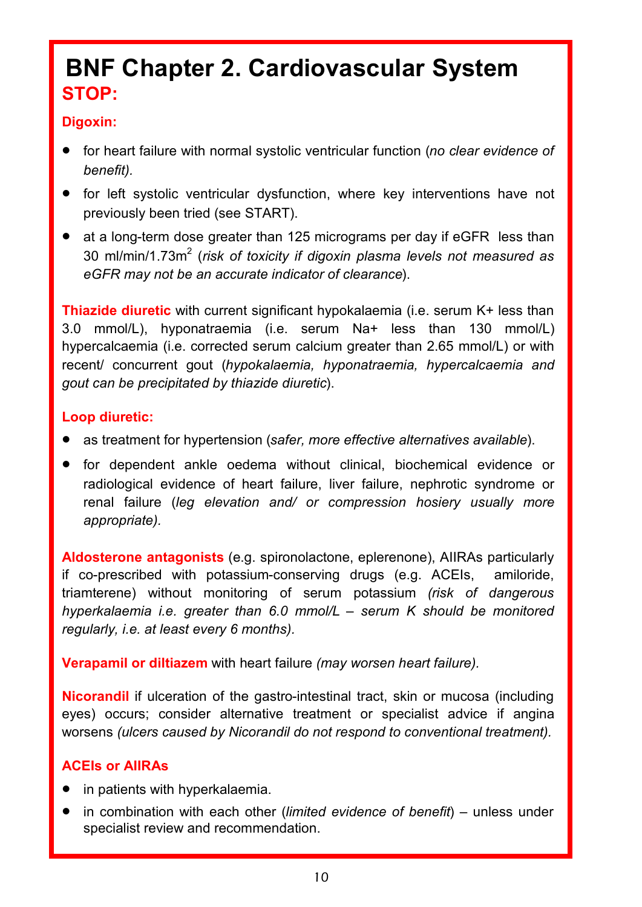# BNF Chapter 2. Cardiovascular System

## STOP:

### Digoxin:

- for heart failure with normal systolic ventricular function (*no clear evidence of benefit).*
- for left systolic ventricular dysfunction, where key interventions have not previously been tried (see START).
- at a long-term dose greater than 125 micrograms per day if eGFR less than 30 ml/min/1.73m$^2$ (*risk of toxicity if digoxin plasma levels not measured as eGFR may not be an accurate indicator of clearance*).

**Thiazide diuretic** with current significant hypokalaemia (i.e. serum K+ less than 3.0 mmol/L), hyponatraemia (i.e. serum Na+ less than 130 mmol/L) hypercalcaemia (i.e. corrected serum calcium greater than 2.65 mmol/L) or with recent/ concurrent gout (*hypokalaemia, hyponatraemia, hypercalcaemia and gout can be precipitated by thiazide diuretic*).

### Loop diuretic:

- as treatment for hypertension (*safer, more effective alternatives available*).
- for dependent ankle oedema without clinical, biochemical evidence or radiological evidence of heart failure, liver failure, nephrotic syndrome or renal failure (*leg elevation and/ or compression hosiery usually more appropriate).*

**Aldosterone antagonists** (e.g. spironolactone, eplerenone), AIIRAs particularly if co-prescribed with potassium-conserving drugs (e.g. ACEIs, amiloride, triamterene) without monitoring of serum potassium *(risk of dangerous hyperkalaemia i.e. greater than 6.0 mmol/L – serum K should be monitored regularly, i.e. at least every 6 months).*

**Verapamil or diltiazem** with heart failure *(may worsen heart failure).*

**Nicorandil** if ulceration of the gastro-intestinal tract, skin or mucosa (including eyes) occurs; consider alternative treatment or specialist advice if angina worsens *(ulcers caused by Nicorandil do not respond to conventional treatment).*

### ACEIs or AIIRAs

- in patients with hyperkalaemia.
- in combination with each other (*limited evidence of benefit*) – unless under specialist review and recommendation.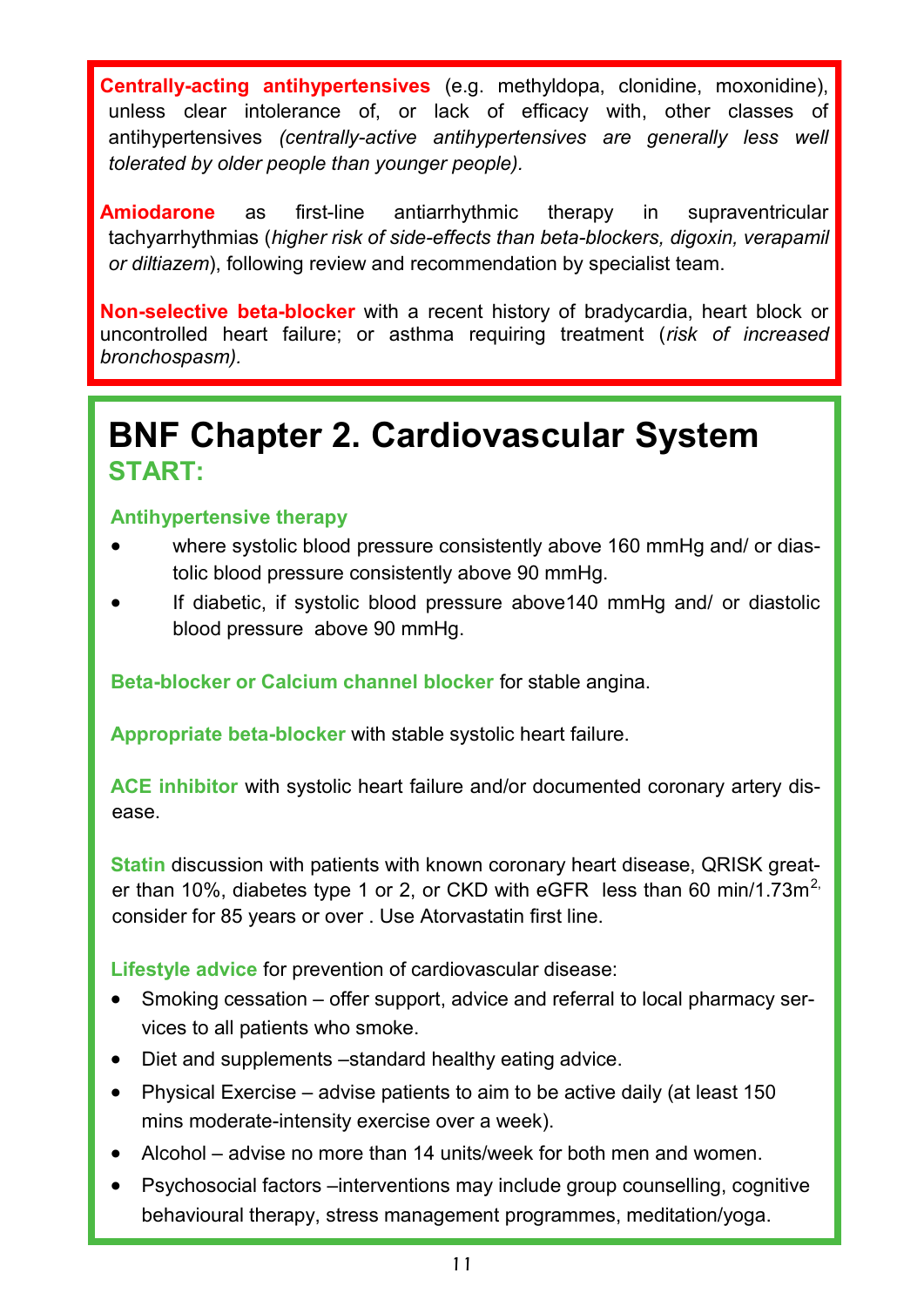**Centrally-acting antihypertensives** (e.g. methyldopa, clonidine, moxonidine), unless clear intolerance of, or lack of efficacy with, other classes of antihypertensives *(centrally-active antihypertensives are generally less well tolerated by older people than younger people).*

**Amiodarone** as first-line antiarrhythmic therapy in supraventricular tachyarrhythmias (*higher risk of side-effects than beta-blockers, digoxin, verapamil or diltiazem*), following review and recommendation by specialist team.

**Non-selective beta-blocker** with a recent history of bradycardia, heart block or uncontrolled heart failure; or asthma requiring treatment (*risk of increased bronchospasm).*

# BNF Chapter 2. Cardiovascular System

## START:

**Antihypertensive therapy**

- where systolic blood pressure consistently above 160 mmHg and/ or diastolic blood pressure consistently above 90 mmHg.
- If diabetic, if systolic blood pressure above140 mmHg and/ or diastolic blood pressure above 90 mmHg.

**Beta-blocker or Calcium channel blocker** for stable angina.

**Appropriate beta-blocker** with stable systolic heart failure.

**ACE inhibitor** with systolic heart failure and/or documented coronary artery disease.

**Statin** discussion with patients with known coronary heart disease, QRISK greater than 10%, diabetes type 1 or 2, or CKD with eGFR less than 60 min/1.73m$^{2}$, consider for 85 years or over . Use Atorvastatin first line.

**Lifestyle advice** for prevention of cardiovascular disease:

- Smoking cessation – offer support, advice and referral to local pharmacy services to all patients who smoke.
- Diet and supplements –standard healthy eating advice.
- Physical Exercise – advise patients to aim to be active daily (at least 150 mins moderate-intensity exercise over a week).
- Alcohol – advise no more than 14 units/week for both men and women.
- Psychosocial factors –interventions may include group counselling, cognitive behavioural therapy, stress management programmes, meditation/yoga.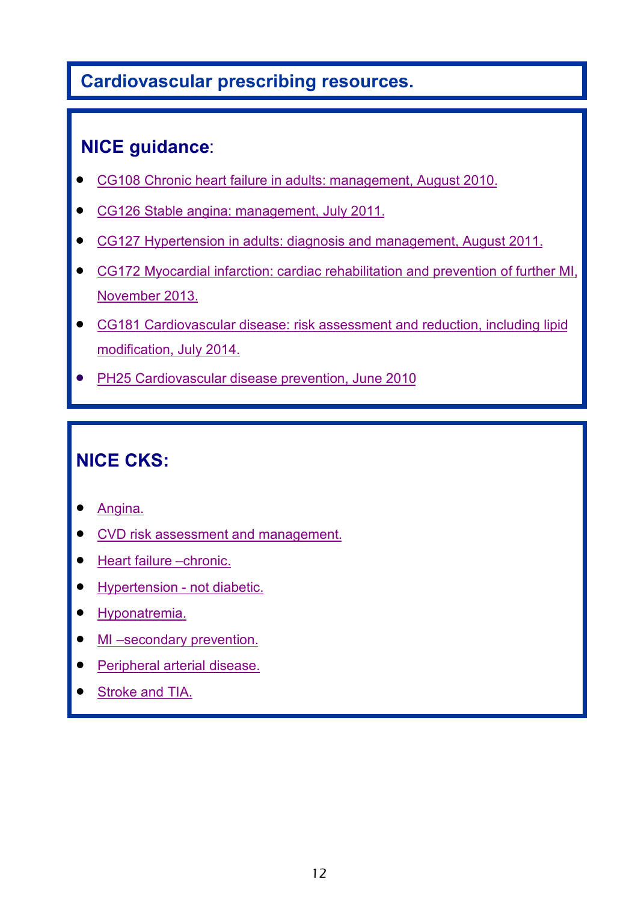## Cardiovascular prescribing resources.

### NICE guidance:

- CG108 Chronic heart failure in adults: management, August 2010.
- CG126 Stable angina: management, July 2011.
- CG127 Hypertension in adults: diagnosis and management, August 2011.
- CG172 Myocardial infarction: cardiac rehabilitation and prevention of further MI, November 2013.
- CG181 Cardiovascular disease: risk assessment and reduction, including lipid modification, July 2014.
- PH25 Cardiovascular disease prevention, June 2010

### NICE CKS:

- Angina.
- CVD risk assessment and management.
- Heart failure –chronic.
- Hypertension - not diabetic.
- Hyponatremia.
- MI –secondary prevention.
- Peripheral arterial disease.
- Stroke and TIA.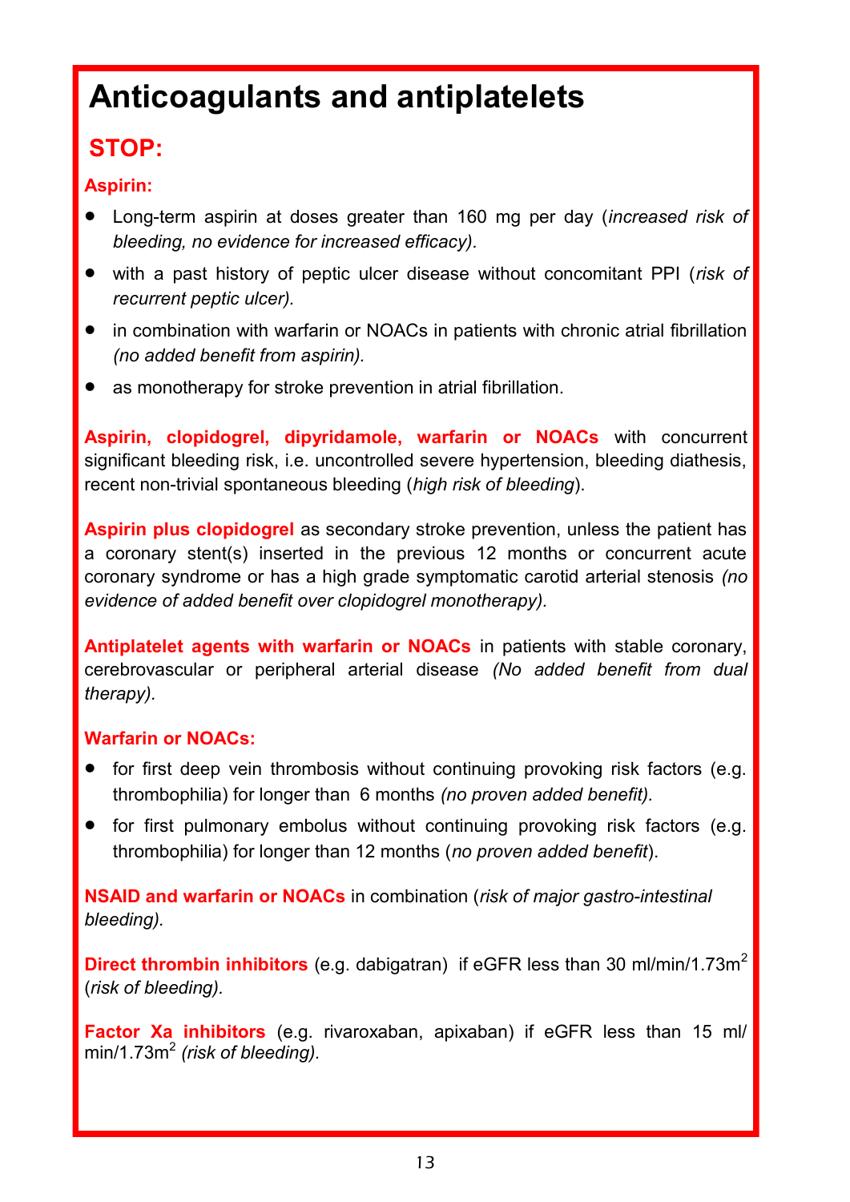# Anticoagulants and antiplatelets

## STOP:

**Aspirin:**

- Long-term aspirin at doses greater than 160 mg per day (*increased risk of bleeding, no evidence for increased efficacy).*
- with a past history of peptic ulcer disease without concomitant PPI (*risk of recurrent peptic ulcer).*
- in combination with warfarin or NOACs in patients with chronic atrial fibrillation *(no added benefit from aspirin).*
- as monotherapy for stroke prevention in atrial fibrillation.

**Aspirin, clopidogrel, dipyridamole, warfarin or NOACs** with concurrent significant bleeding risk, i.e. uncontrolled severe hypertension, bleeding diathesis, recent non-trivial spontaneous bleeding (*high risk of bleeding*).

**Aspirin plus clopidogrel** as secondary stroke prevention, unless the patient has a coronary stent(s) inserted in the previous 12 months or concurrent acute coronary syndrome or has a high grade symptomatic carotid arterial stenosis *(no evidence of added benefit over clopidogrel monotherapy).*

**Antiplatelet agents with warfarin or NOACs** in patients with stable coronary, cerebrovascular or peripheral arterial disease *(No added benefit from dual therapy).*

**Warfarin or NOACs:**

- for first deep vein thrombosis without continuing provoking risk factors (e.g. thrombophilia) for longer than 6 months *(no proven added benefit).*
- for first pulmonary embolus without continuing provoking risk factors (e.g. thrombophilia) for longer than 12 months (*no proven added benefit*).

**NSAID and warfarin or NOACs** in combination (*risk of major gastro-intestinal bleeding).*

**Direct thrombin inhibitors** (e.g. dabigatran) if eGFR less than 30 ml/min/1.73m$^2$ (*risk of bleeding).*

**Factor Xa inhibitors** (e.g. rivaroxaban, apixaban) if eGFR less than 15 ml/min/1.73m$^2$ *(risk of bleeding).*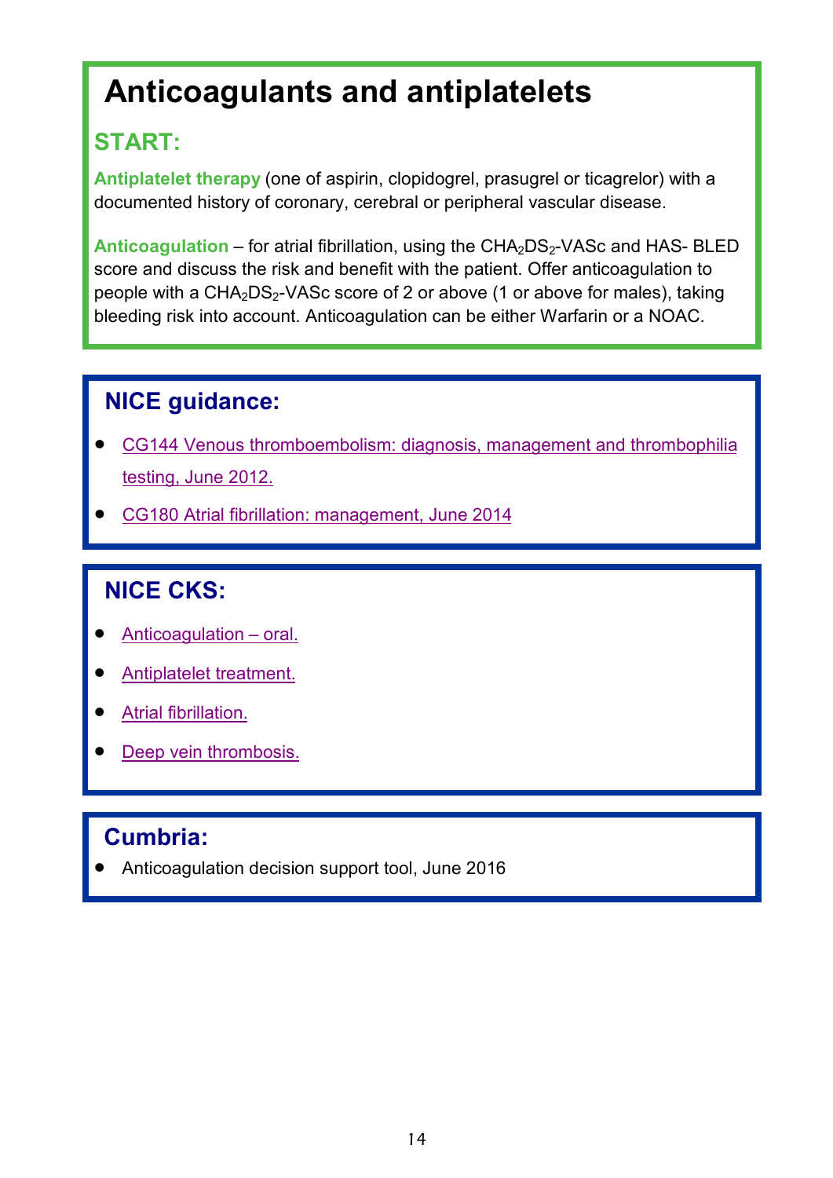# Anticoagulants and antiplatelets

## START:

**Antiplatelet therapy** (one of aspirin, clopidogrel, prasugrel or ticagrelor) with a documented history of coronary, cerebral or peripheral vascular disease.

**Anticoagulation** – for atrial fibrillation, using the $CHA_2DS_2$-VASc and HAS- BLED score and discuss the risk and benefit with the patient. Offer anticoagulation to people with a $CHA_2DS_2$-VASc score of 2 or above (1 or above for males), taking bleeding risk into account. Anticoagulation can be either Warfarin or a NOAC.

## NICE guidance:

- CG144 Venous thromboembolism: diagnosis, management and thrombophilia testing, June 2012.
- CG180 Atrial fibrillation: management, June 2014

## NICE CKS:

- Anticoagulation – oral.
- Antiplatelet treatment.
- Atrial fibrillation.
- Deep vein thrombosis.

## Cumbria:

- Anticoagulation decision support tool, June 2016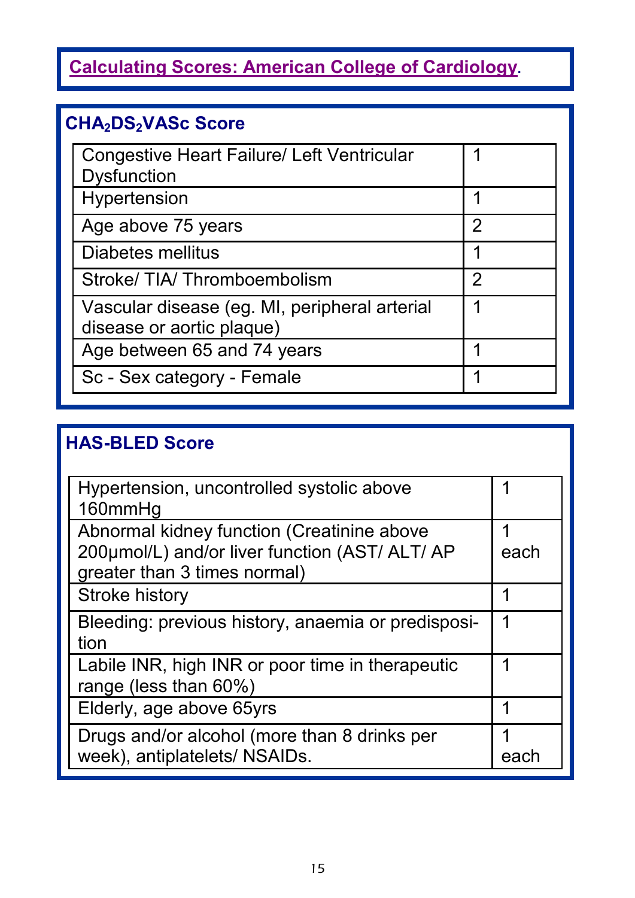**Calculating Scores: American College of Cardiology.**

## $CHA_2DS_2VASc$ Score

| | |
|---|---|
| Congestive Heart Failure/ Left Ventricular Dysfunction | 1 |
| Hypertension | 1 |
| Age above 75 years | 2 |
| Diabetes mellitus | 1 |
| Stroke/ TIA/ Thromboembolism | 2 |
| Vascular disease (eg. MI, peripheral arterial disease or aortic plaque) | 1 |
| Age between 65 and 74 years | 1 |
| Sc - Sex category - Female | 1 |

## HAS-BLED Score

| | |
|---|---|
| Hypertension, uncontrolled systolic above 160mmHg | 1 |
| Abnormal kidney function (Creatinine above 200µmol/L) and/or liver function (AST/ ALT/ AP greater than 3 times normal) | 1 each |
| Stroke history | 1 |
| Bleeding: previous history, anaemia or predisposition | 1 |
| Labile INR, high INR or poor time in therapeutic range (less than 60%) | 1 |
| Elderly, age above 65yrs | 1 |
| Drugs and/or alcohol (more than 8 drinks per week), antiplatelets/ NSAIDs. | 1 each |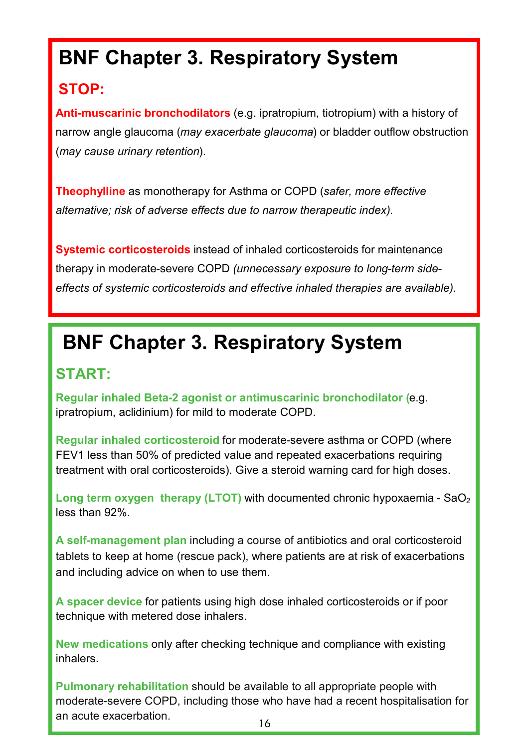# BNF Chapter 3. Respiratory System

## STOP:

**Anti-muscarinic bronchodilators** (e.g. ipratropium, tiotropium) with a history of narrow angle glaucoma (*may exacerbate glaucoma*) or bladder outflow obstruction (*may cause urinary retention*).

**Theophylline** as monotherapy for Asthma or COPD (*safer, more effective alternative; risk of adverse effects due to narrow therapeutic index).*

**Systemic corticosteroids** instead of inhaled corticosteroids for maintenance therapy in moderate-severe COPD *(unnecessary exposure to long-term side-effects of systemic corticosteroids and effective inhaled therapies are available).*

# BNF Chapter 3. Respiratory System

## START:

**Regular inhaled Beta-2 agonist or antimuscarinic bronchodilator (**e.g. ipratropium, aclidinium) for mild to moderate COPD.

**Regular inhaled corticosteroid** for moderate-severe asthma or COPD (where FEV1 less than 50% of predicted value and repeated exacerbations requiring treatment with oral corticosteroids). Give a steroid warning card for high doses.

**Long term oxygen therapy (LTOT)** with documented chronic hypoxaemia - $SaO_2$ less than 92%.

**A self-management plan** including a course of antibiotics and oral corticosteroid tablets to keep at home (rescue pack), where patients are at risk of exacerbations and including advice on when to use them.

**A spacer device** for patients using high dose inhaled corticosteroids or if poor technique with metered dose inhalers.

**New medications** only after checking technique and compliance with existing inhalers.

**Pulmonary rehabilitation** should be available to all appropriate people with moderate-severe COPD, including those who have had a recent hospitalisation for an acute exacerbation.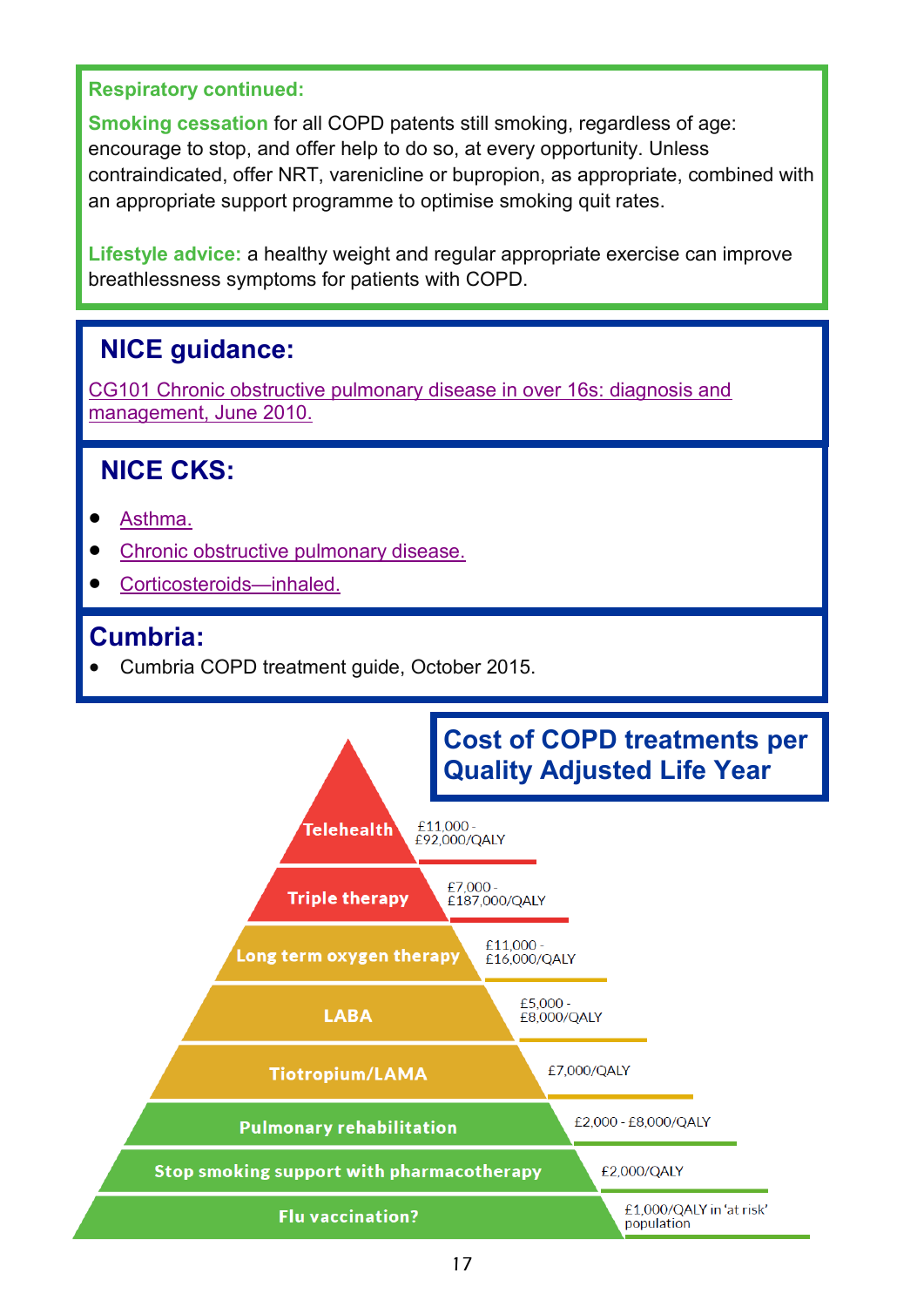**Respiratory continued:**

**Smoking cessation** for all COPD patents still smoking, regardless of age: encourage to stop, and offer help to do so, at every opportunity. Unless contraindicated, offer NRT, varenicline or bupropion, as appropriate, combined with an appropriate support programme to optimise smoking quit rates.

**Lifestyle advice:** a healthy weight and regular appropriate exercise can improve breathlessness symptoms for patients with COPD.

## NICE guidance:

CG101 Chronic obstructive pulmonary disease in over 16s: diagnosis and management, June 2010.

## NICE CKS:

- Asthma.
- Chronic obstructive pulmonary disease.
- Corticosteroids—inhaled.

## Cumbria:

- Cumbria COPD treatment guide, October 2015.

## Cost of COPD treatments per Quality Adjusted Life Year

Telehealth
£11,000 - £92,000/QALY

Triple therapy
£7,000 - £187,000/QALY

Long term oxygen therapy
£11,000 - £16,000/QALY

LABA
£5,000 - £8,000/QALY

Tiotropium/LAMA
£7,000/QALY

Pulmonary rehabilitation
£2,000 - £8,000/QALY

Stop smoking support with pharmacotherapy
£2,000/QALY

Flu vaccination?
£1,000/QALY in 'at risk' population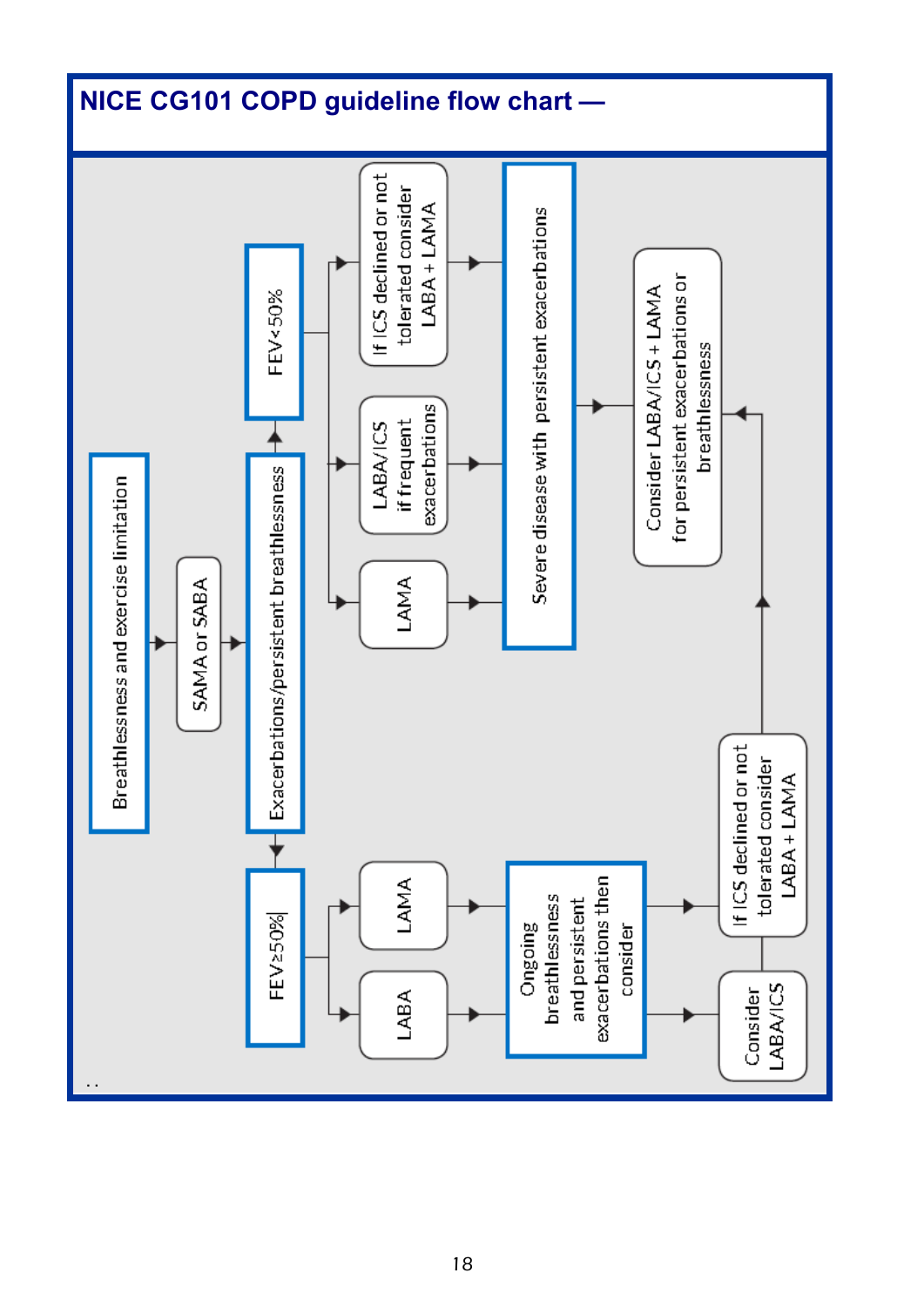## NICE CG101 COPD guideline flow chart —

Breathlessness and exercise limitation

SAMA or SABA

Exacerbations/persistent breathlessness

FEV≥50%

LABA

LAMA

Ongoing breathlessness and persistent exacerbations then consider

Consider LABA/ICS

If ICS declined or not tolerated consider LABA + LAMA

FEV<50%

LAMA

LABA/ICS if frequent exacerbations

If ICS declined or not tolerated consider LABA + LAMA

Severe disease with persistent exacerbations

Consider LABA/ICS + LAMA for persistent exacerbations or breathlessness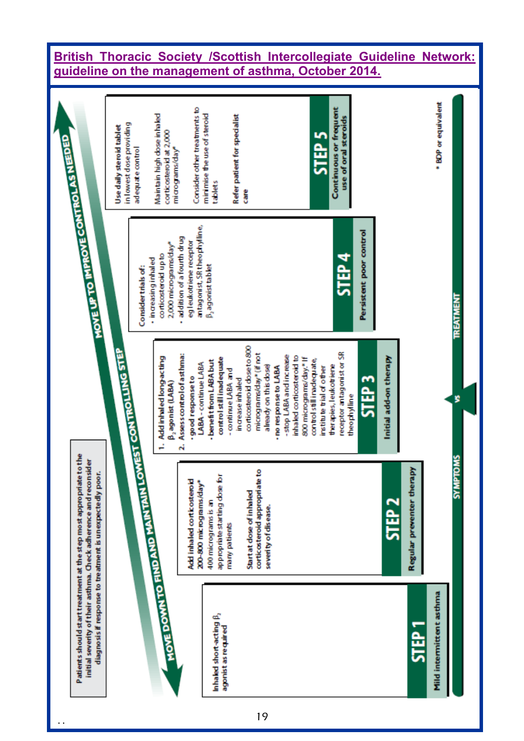**British Thoracic Society /Scottish Intercollegiate Guideline Network: guideline on the management of asthma, October 2014.**

Patients should start treatment at the step most appropriate to the initial severity of their asthma. Check adherence and reconsider diagnosis if response to treatment is unexpectedly poor.

MOVE UP TO IMPROVE CONTROL AS NEEDED

MOVE DOWN TO FIND AND MAINTAIN LOWEST CONTROLLING STEP

**STEP 1**
Mild intermittent asthma

Inhaled short-acting $\beta_2$ agonist as required

**STEP 2**
Regular preventer therapy

Add inhaled corticosteroid 200-800 micrograms/day*
400 micrograms is an appropriate starting dose for many patients

Start at dose of inhaled corticosteroid appropriate to severity of disease.

**STEP 3**
Initial add-on therapy

1. Add inhaled long-acting $\beta_2$ agonist (LABA)
2. Assess control of asthma:
   - good response to LABA - continue LABA
   - benefit from LABA but control still inadequate
     - continue LABA and increase inhaled corticosteroid dose to 800 micrograms/day* (if not already on this dose)
   - no response to LABA
     - stop LABA and increase inhaled corticosteroid to 800 micrograms/day.* If control still inadequate, institute trial of other therapies, leukotriene receptor antagonist or SR theophylline

**STEP 4**
Persistent poor control

Consider trials of:
- increasing inhaled corticosteroid up to 2,000 micrograms/day*
- addition of a fourth drug eg leukotriene receptor antagonist, SR theophylline, $\beta_2$ agonist tablet

**STEP 5**
Continuous or frequent use of oral steroids

Use daily steroid tablet in lowest dose providing adequate control

Maintain high dose inhaled corticosteroid at 2,000 micrograms/day*

Consider other treatments to minimise the use of steroid tablets

Refer patient for specialist care

SYMPTOMS vs TREATMENT

\* BDP or equivalent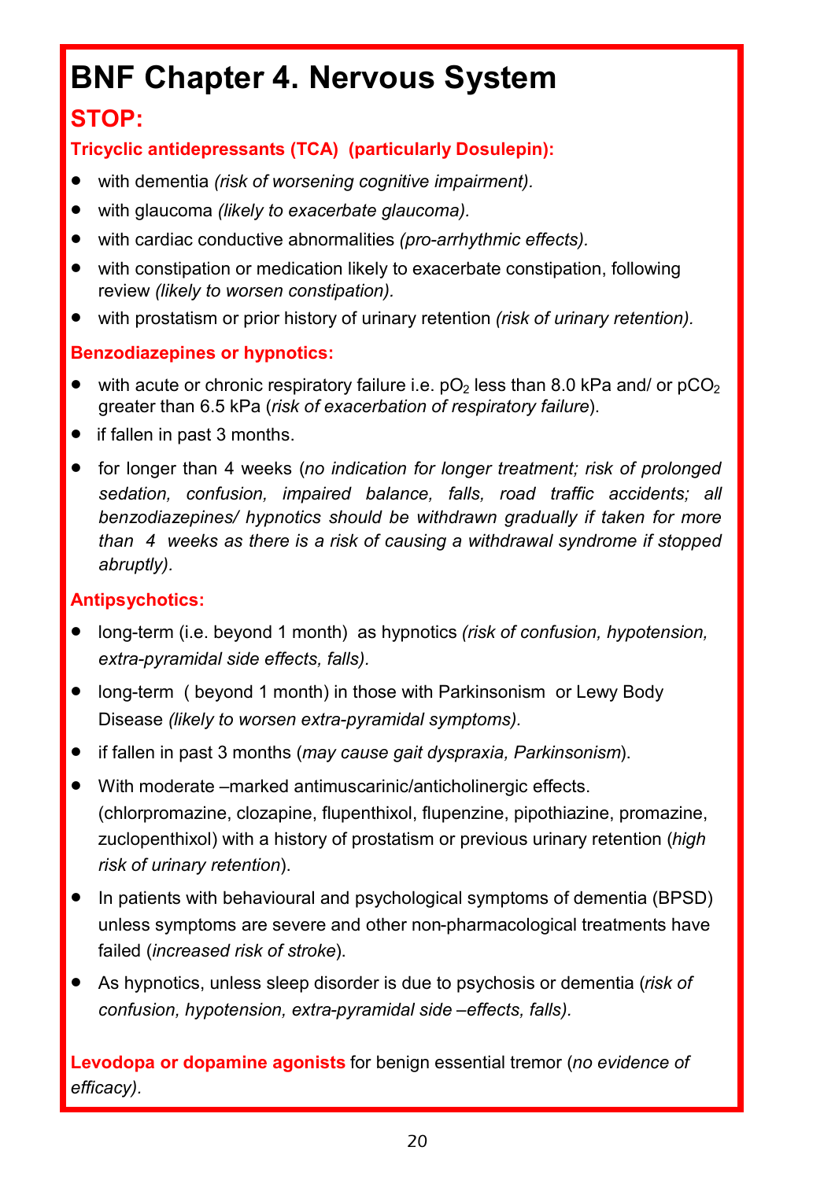# BNF Chapter 4. Nervous System

## STOP:

### Tricyclic antidepressants (TCA) (particularly Dosulepin):

- with dementia *(risk of worsening cognitive impairment).*
- with glaucoma *(likely to exacerbate glaucoma).*
- with cardiac conductive abnormalities *(pro-arrhythmic effects).*
- with constipation or medication likely to exacerbate constipation, following review *(likely to worsen constipation).*
- with prostatism or prior history of urinary retention *(risk of urinary retention).*

### Benzodiazepines or hypnotics:

- with acute or chronic respiratory failure i.e. $pO_2$ less than 8.0 kPa and/ or $pCO_2$ greater than 6.5 kPa (*risk of exacerbation of respiratory failure*).
- if fallen in past 3 months.
- for longer than 4 weeks (*no indication for longer treatment; risk of prolonged sedation, confusion, impaired balance, falls, road traffic accidents; all benzodiazepines/ hypnotics should be withdrawn gradually if taken for more than 4 weeks as there is a risk of causing a withdrawal syndrome if stopped abruptly)*.

### Antipsychotics:

- long-term (i.e. beyond 1 month) as hypnotics *(risk of confusion, hypotension, extra-pyramidal side effects, falls).*
- long-term ( beyond 1 month) in those with Parkinsonism or Lewy Body Disease *(likely to worsen extra-pyramidal symptoms).*
- if fallen in past 3 months (*may cause gait dyspraxia, Parkinsonism*).
- With moderate –marked antimuscarinic/anticholinergic effects. (chlorpromazine, clozapine, flupenthixol, flupenzine, pipothiazine, promazine, zuclopenthixol) with a history of prostatism or previous urinary retention (*high risk of urinary retention*).
- In patients with behavioural and psychological symptoms of dementia (BPSD) unless symptoms are severe and other non-pharmacological treatments have failed (*increased risk of stroke*).
- As hypnotics, unless sleep disorder is due to psychosis or dementia (*risk of confusion, hypotension, extra-pyramidal side –effects, falls).*

**Levodopa or dopamine agonists** for benign essential tremor (*no evidence of efficacy).*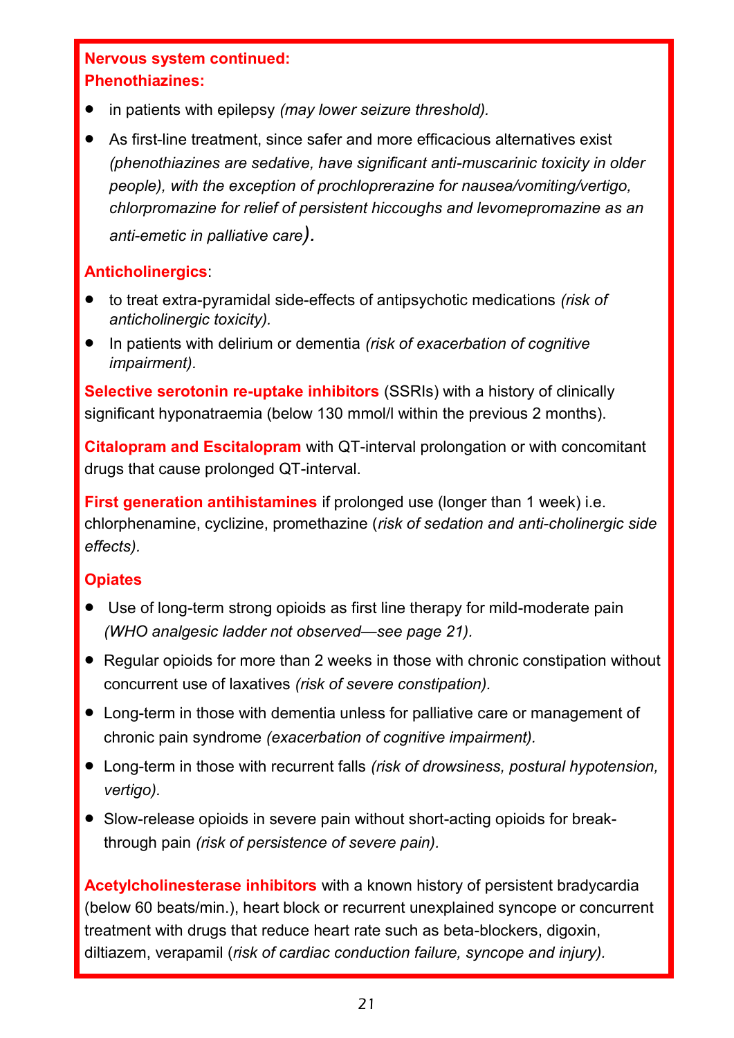**Nervous system continued:**
**Phenothiazines:**

- in patients with epilepsy *(may lower seizure threshold).*
- As first-line treatment, since safer and more efficacious alternatives exist *(phenothiazines are sedative, have significant anti-muscarinic toxicity in older people), with the exception of prochloprerazine for nausea/vomiting/vertigo, chlorpromazine for relief of persistent hiccoughs and levomepromazine as an anti-emetic in palliative care).*

**Anticholinergics**:

- to treat extra-pyramidal side-effects of antipsychotic medications *(risk of anticholinergic toxicity).*
- In patients with delirium or dementia *(risk of exacerbation of cognitive impairment).*

**Selective serotonin re-uptake inhibitors** (SSRIs) with a history of clinically significant hyponatraemia (below 130 mmol/l within the previous 2 months).

**Citalopram and Escitalopram** with QT-interval prolongation or with concomitant drugs that cause prolonged QT-interval.

**First generation antihistamines** if prolonged use (longer than 1 week) i.e. chlorphenamine, cyclizine, promethazine (*risk of sedation and anti-cholinergic side effects).*

**Opiates**

- Use of long-term strong opioids as first line therapy for mild-moderate pain *(WHO analgesic ladder not observed—see page 21).*
- Regular opioids for more than 2 weeks in those with chronic constipation without concurrent use of laxatives *(risk of severe constipation).*
- Long-term in those with dementia unless for palliative care or management of chronic pain syndrome *(exacerbation of cognitive impairment).*
- Long-term in those with recurrent falls *(risk of drowsiness, postural hypotension, vertigo).*
- Slow-release opioids in severe pain without short-acting opioids for break-through pain *(risk of persistence of severe pain).*

**Acetylcholinesterase inhibitors** with a known history of persistent bradycardia (below 60 beats/min.), heart block or recurrent unexplained syncope or concurrent treatment with drugs that reduce heart rate such as beta-blockers, digoxin, diltiazem, verapamil (*risk of cardiac conduction failure, syncope and injury).*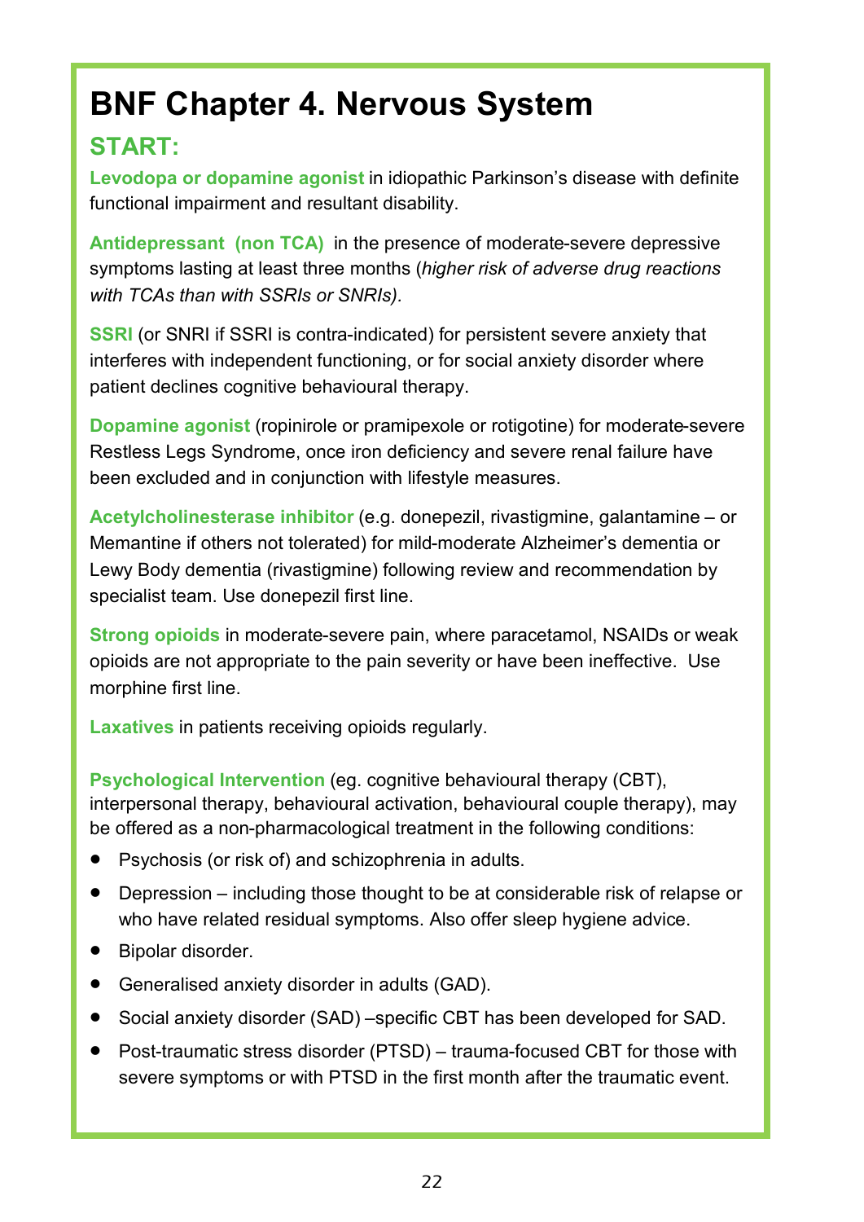# BNF Chapter 4. Nervous System

## START:

**Levodopa or dopamine agonist** in idiopathic Parkinson's disease with definite functional impairment and resultant disability.

**Antidepressant (non TCA)** in the presence of moderate-severe depressive symptoms lasting at least three months (*higher risk of adverse drug reactions with TCAs than with SSRIs or SNRIs).*

**SSRI** (or SNRI if SSRI is contra-indicated) for persistent severe anxiety that interferes with independent functioning, or for social anxiety disorder where patient declines cognitive behavioural therapy.

**Dopamine agonist** (ropinirole or pramipexole or rotigotine) for moderate-severe Restless Legs Syndrome, once iron deficiency and severe renal failure have been excluded and in conjunction with lifestyle measures.

**Acetylcholinesterase inhibitor** (e.g. donepezil, rivastigmine, galantamine – or Memantine if others not tolerated) for mild-moderate Alzheimer's dementia or Lewy Body dementia (rivastigmine) following review and recommendation by specialist team. Use donepezil first line.

**Strong opioids** in moderate-severe pain, where paracetamol, NSAIDs or weak opioids are not appropriate to the pain severity or have been ineffective. Use morphine first line.

**Laxatives** in patients receiving opioids regularly.

**Psychological Intervention** (eg. cognitive behavioural therapy (CBT), interpersonal therapy, behavioural activation, behavioural couple therapy), may be offered as a non-pharmacological treatment in the following conditions:

- Psychosis (or risk of) and schizophrenia in adults.
- Depression – including those thought to be at considerable risk of relapse or who have related residual symptoms. Also offer sleep hygiene advice.
- Bipolar disorder.
- Generalised anxiety disorder in adults (GAD).
- Social anxiety disorder (SAD) –specific CBT has been developed for SAD.
- Post-traumatic stress disorder (PTSD) – trauma-focused CBT for those with severe symptoms or with PTSD in the first month after the traumatic event.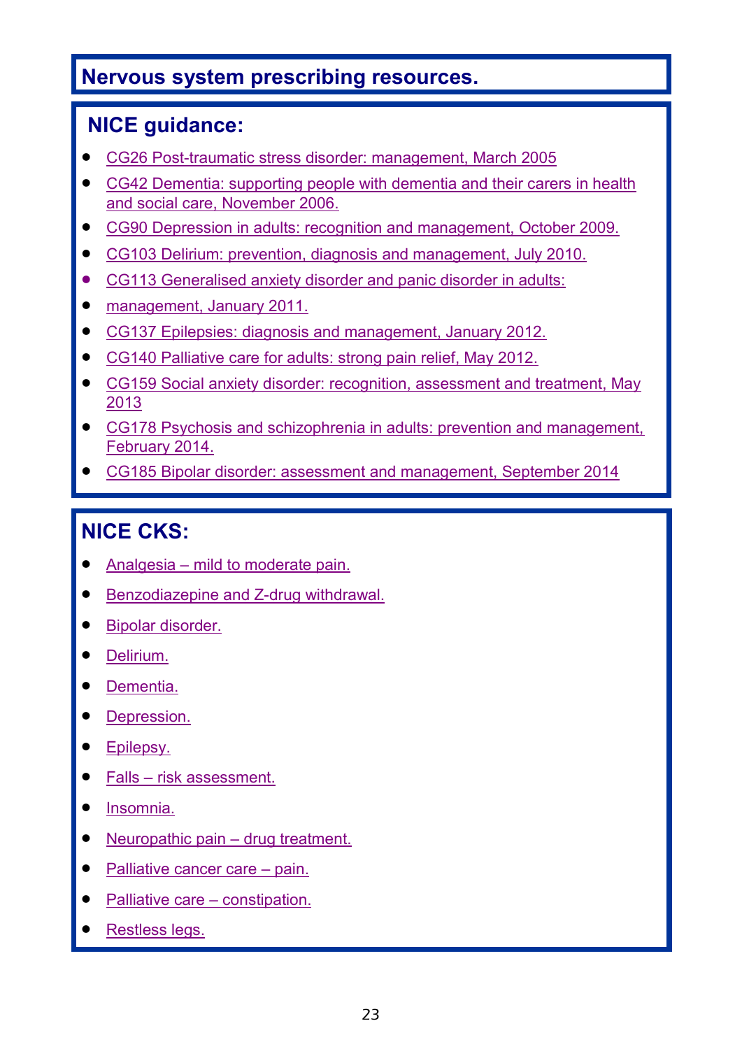# Nervous system prescribing resources.

## NICE guidance:

- CG26 Post-traumatic stress disorder: management, March 2005
- CG42 Dementia: supporting people with dementia and their carers in health and social care, November 2006.
- CG90 Depression in adults: recognition and management, October 2009.
- CG103 Delirium: prevention, diagnosis and management, July 2010.
- CG113 Generalised anxiety disorder and panic disorder in adults:
- management, January 2011.
- CG137 Epilepsies: diagnosis and management, January 2012.
- CG140 Palliative care for adults: strong pain relief, May 2012.
- CG159 Social anxiety disorder: recognition, assessment and treatment, May 2013
- CG178 Psychosis and schizophrenia in adults: prevention and management, February 2014.
- CG185 Bipolar disorder: assessment and management, September 2014

## NICE CKS:

- Analgesia – mild to moderate pain.
- Benzodiazepine and Z-drug withdrawal.
- Bipolar disorder.
- Delirium.
- Dementia.
- Depression.
- Epilepsy.
- Falls – risk assessment.
- Insomnia.
- Neuropathic pain – drug treatment.
- Palliative cancer care – pain.
- Palliative care – constipation.
- Restless legs.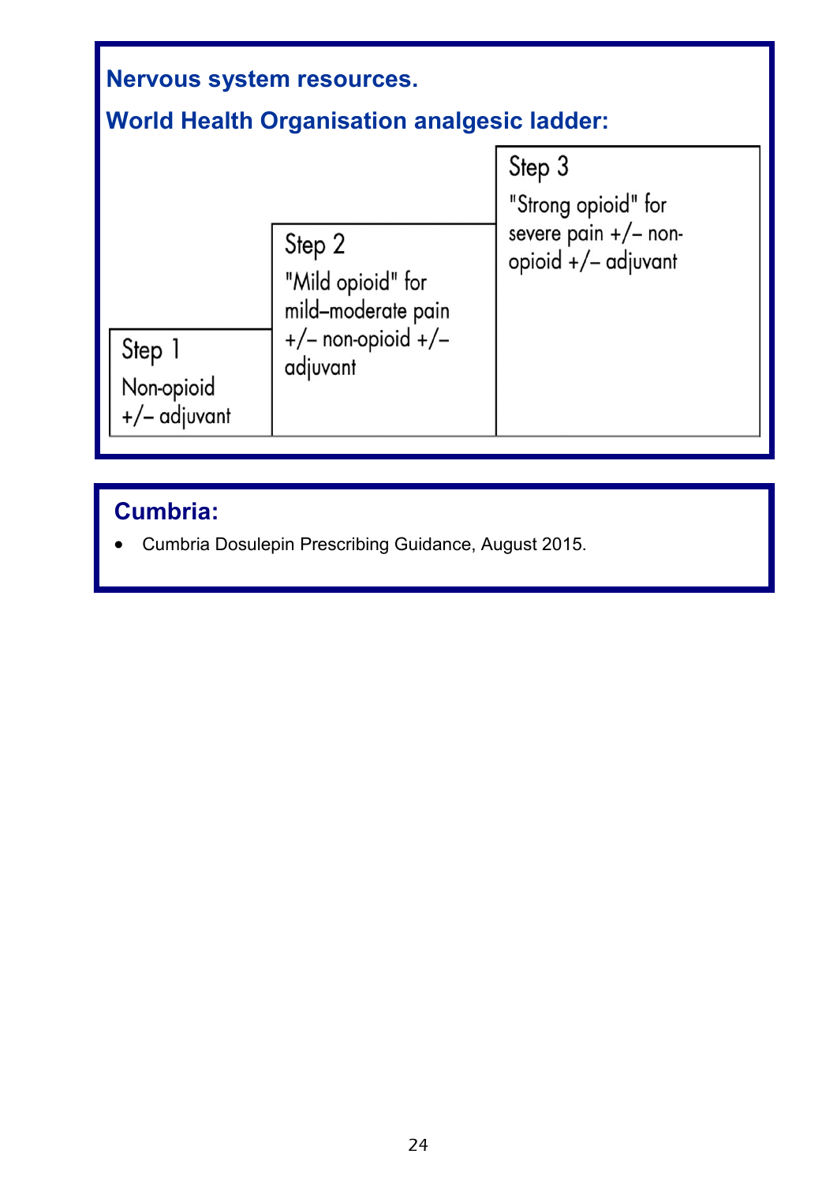## Nervous system resources.

### World Health Organisation analgesic ladder:

Step 3
"Strong opioid" for severe pain +/– non-opioid +/– adjuvant

Step 2
"Mild opioid" for mild–moderate pain +/– non-opioid +/– adjuvant

Step 1
Non-opioid +/– adjuvant

## Cumbria:

- Cumbria Dosulepin Prescribing Guidance, August 2015.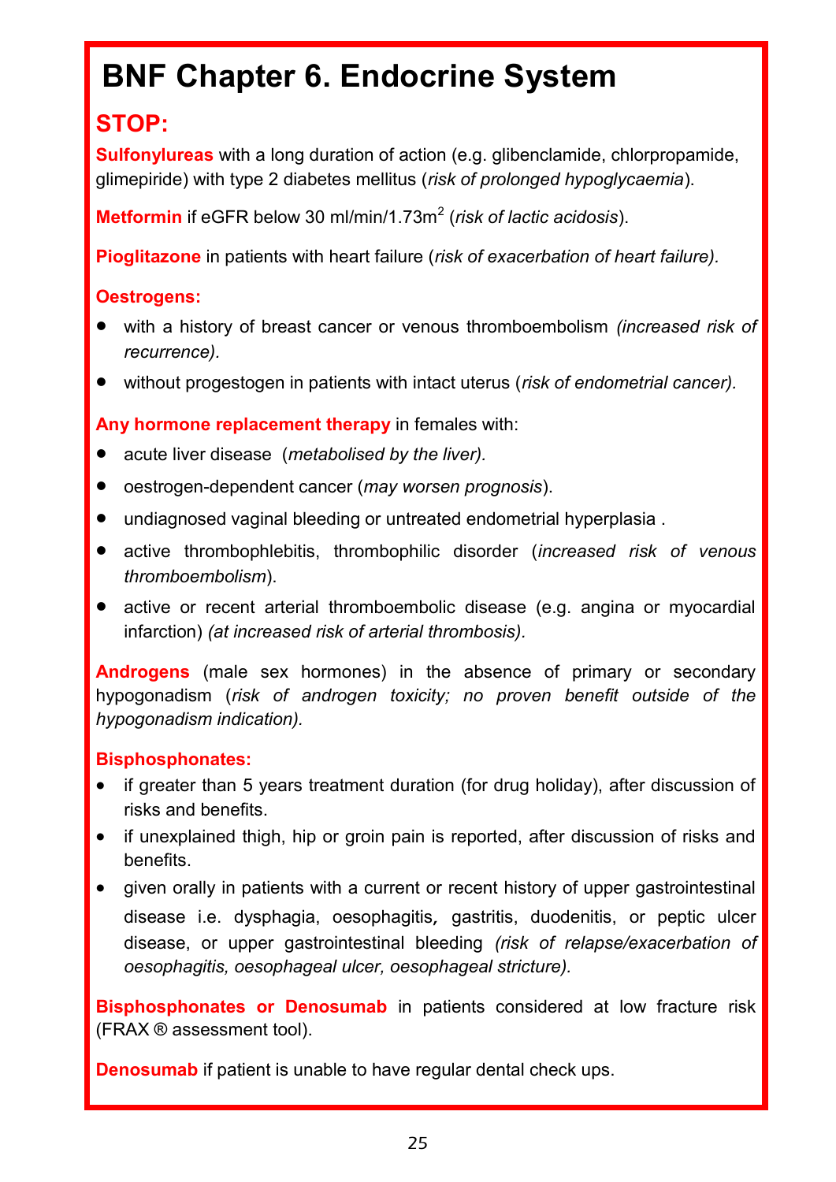# BNF Chapter 6. Endocrine System

## STOP:

**Sulfonylureas** with a long duration of action (e.g. glibenclamide, chlorpropamide, glimepiride) with type 2 diabetes mellitus (*risk of prolonged hypoglycaemia*).

**Metformin** if eGFR below 30 ml/min/1.73m$^2$ (*risk of lactic acidosis*).

**Pioglitazone** in patients with heart failure (*risk of exacerbation of heart failure).*

**Oestrogens:**

- with a history of breast cancer or venous thromboembolism *(increased risk of recurrence).*
- without progestogen in patients with intact uterus (*risk of endometrial cancer).*

**Any hormone replacement therapy** in females with:

- acute liver disease (*metabolised by the liver).*
- oestrogen-dependent cancer (*may worsen prognosis*).
- undiagnosed vaginal bleeding or untreated endometrial hyperplasia .
- active thrombophlebitis, thrombophilic disorder (*increased risk of venous thromboembolism*).
- active or recent arterial thromboembolic disease (e.g. angina or myocardial infarction) *(at increased risk of arterial thrombosis).*

**Androgens** (male sex hormones) in the absence of primary or secondary hypogonadism (*risk of androgen toxicity; no proven benefit outside of the hypogonadism indication).*

**Bisphosphonates:**

- if greater than 5 years treatment duration (for drug holiday), after discussion of risks and benefits.
- if unexplained thigh, hip or groin pain is reported, after discussion of risks and benefits.
- given orally in patients with a current or recent history of upper gastrointestinal disease i.e. dysphagia, oesophagitis, gastritis, duodenitis, or peptic ulcer disease, or upper gastrointestinal bleeding *(risk of relapse/exacerbation of oesophagitis, oesophageal ulcer, oesophageal stricture).*

**Bisphosphonates or Denosumab** in patients considered at low fracture risk (FRAX ® assessment tool).

**Denosumab** if patient is unable to have regular dental check ups.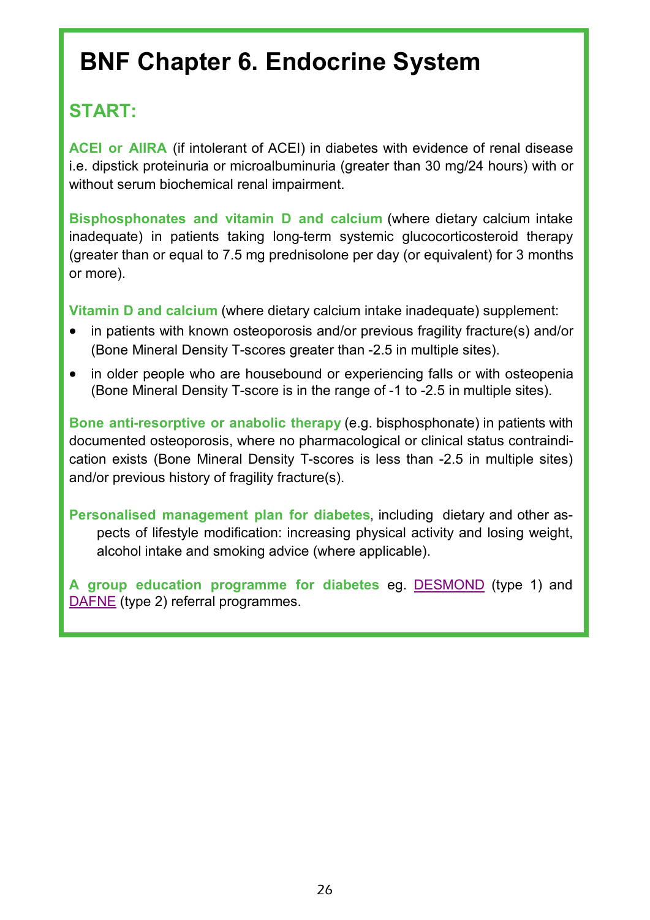# BNF Chapter 6. Endocrine System

## START:

**ACEI or AIIRA** (if intolerant of ACEI) in diabetes with evidence of renal disease i.e. dipstick proteinuria or microalbuminuria (greater than 30 mg/24 hours) with or without serum biochemical renal impairment.

**Bisphosphonates and vitamin D and calcium** (where dietary calcium intake inadequate) in patients taking long-term systemic glucocorticosteroid therapy (greater than or equal to 7.5 mg prednisolone per day (or equivalent) for 3 months or more).

**Vitamin D and calcium** (where dietary calcium intake inadequate) supplement:

- in patients with known osteoporosis and/or previous fragility fracture(s) and/or (Bone Mineral Density T-scores greater than -2.5 in multiple sites).
- in older people who are housebound or experiencing falls or with osteopenia (Bone Mineral Density T-score is in the range of -1 to -2.5 in multiple sites).

**Bone anti-resorptive or anabolic therapy** (e.g. bisphosphonate) in patients with documented osteoporosis, where no pharmacological or clinical status contraindication exists (Bone Mineral Density T-scores is less than -2.5 in multiple sites) and/or previous history of fragility fracture(s).

**Personalised management plan for diabetes**, including dietary and other aspects of lifestyle modification: increasing physical activity and losing weight, alcohol intake and smoking advice (where applicable).

**A group education programme for diabetes** eg. DESMOND (type 1) and DAFNE (type 2) referral programmes.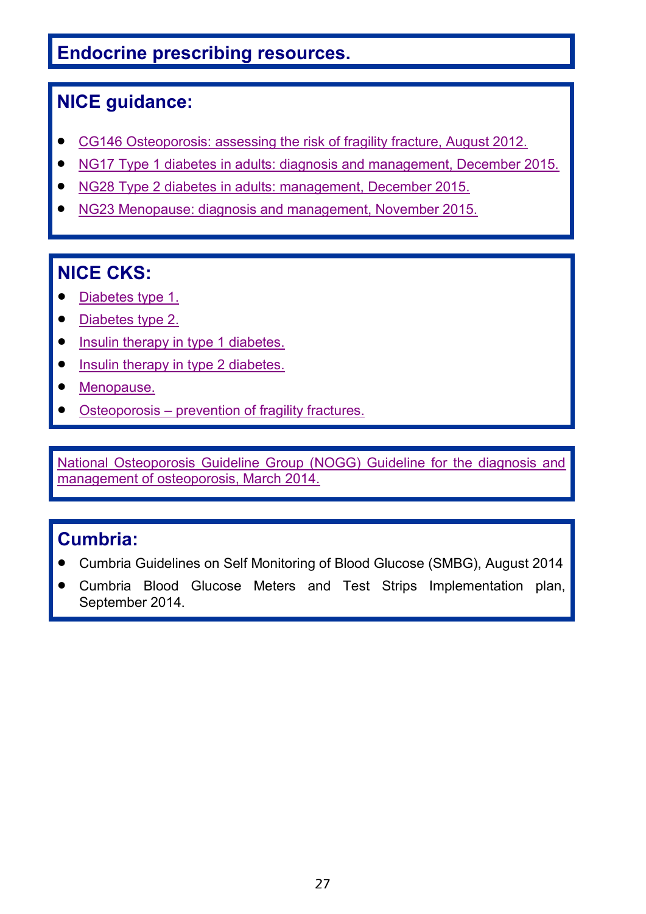# Endocrine prescribing resources.

## NICE guidance:

- CG146 Osteoporosis: assessing the risk of fragility fracture, August 2012.
- NG17 Type 1 diabetes in adults: diagnosis and management, December 2015.
- NG28 Type 2 diabetes in adults: management, December 2015.
- NG23 Menopause: diagnosis and management, November 2015.

## NICE CKS:

- Diabetes type 1.
- Diabetes type 2.
- Insulin therapy in type 1 diabetes.
- Insulin therapy in type 2 diabetes.
- Menopause.
- Osteoporosis – prevention of fragility fractures.

National Osteoporosis Guideline Group (NOGG) Guideline for the diagnosis and management of osteoporosis, March 2014.

## Cumbria:

- Cumbria Guidelines on Self Monitoring of Blood Glucose (SMBG), August 2014
- Cumbria Blood Glucose Meters and Test Strips Implementation plan, September 2014.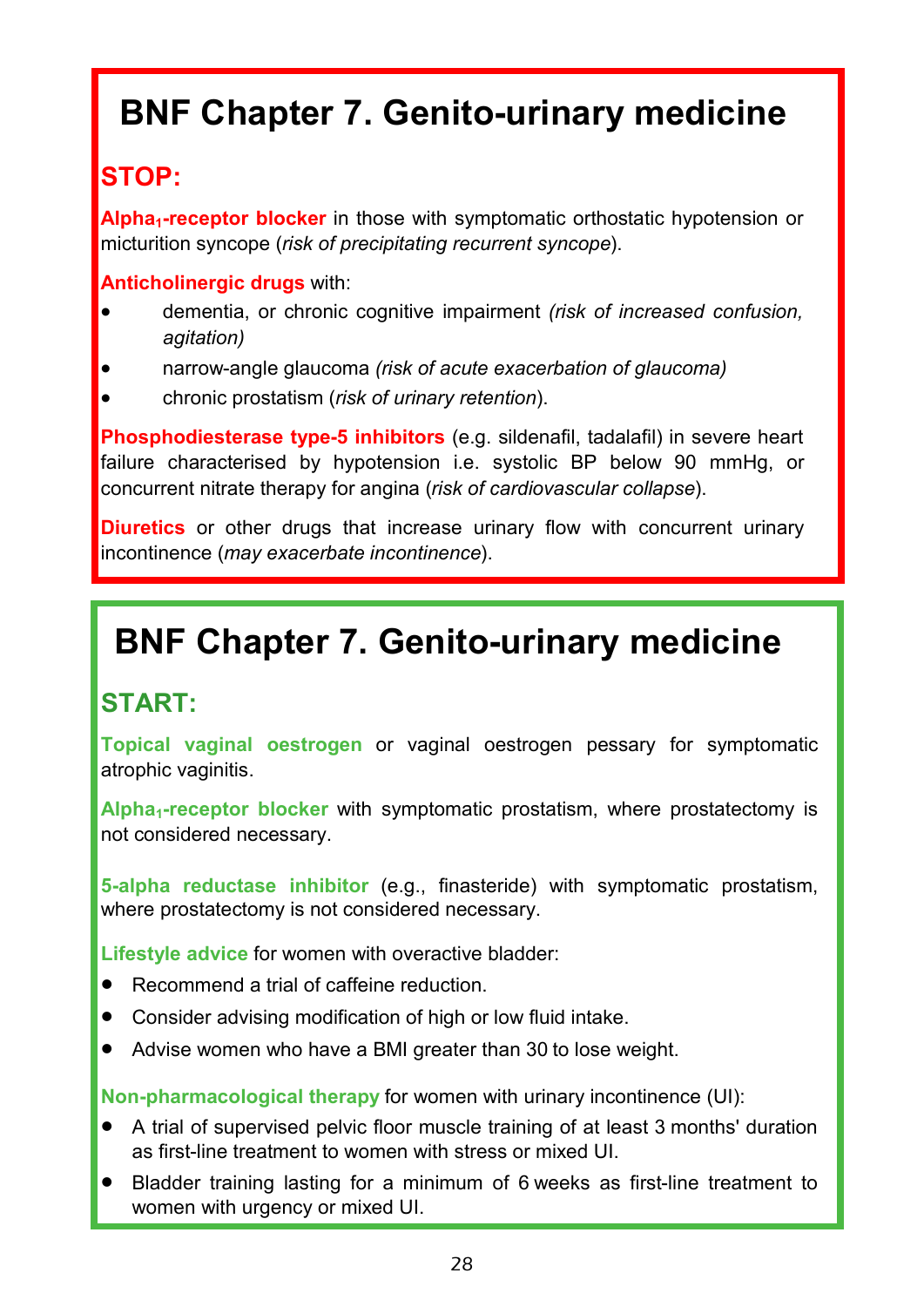# BNF Chapter 7. Genito-urinary medicine

## STOP:

**Alpha$_1$-receptor blocker** in those with symptomatic orthostatic hypotension or micturition syncope (*risk of precipitating recurrent syncope*).

**Anticholinergic drugs** with:

- dementia, or chronic cognitive impairment *(risk of increased confusion, agitation)*
- narrow-angle glaucoma *(risk of acute exacerbation of glaucoma)*
- chronic prostatism (*risk of urinary retention*).

**Phosphodiesterase type-5 inhibitors** (e.g. sildenafil, tadalafil) in severe heart failure characterised by hypotension i.e. systolic BP below 90 mmHg, or concurrent nitrate therapy for angina (*risk of cardiovascular collapse*).

**Diuretics** or other drugs that increase urinary flow with concurrent urinary incontinence (*may exacerbate incontinence*).

# BNF Chapter 7. Genito-urinary medicine

## START:

**Topical vaginal oestrogen** or vaginal oestrogen pessary for symptomatic atrophic vaginitis.

**Alpha$_1$-receptor blocker** with symptomatic prostatism, where prostatectomy is not considered necessary.

**5-alpha reductase inhibitor** (e.g., finasteride) with symptomatic prostatism, where prostatectomy is not considered necessary.

**Lifestyle advice** for women with overactive bladder:

- Recommend a trial of caffeine reduction.
- Consider advising modification of high or low fluid intake.
- Advise women who have a BMI greater than 30 to lose weight.

**Non-pharmacological therapy** for women with urinary incontinence (UI):

- A trial of supervised pelvic floor muscle training of at least 3 months' duration as first-line treatment to women with stress or mixed UI.
- Bladder training lasting for a minimum of 6 weeks as first-line treatment to women with urgency or mixed UI.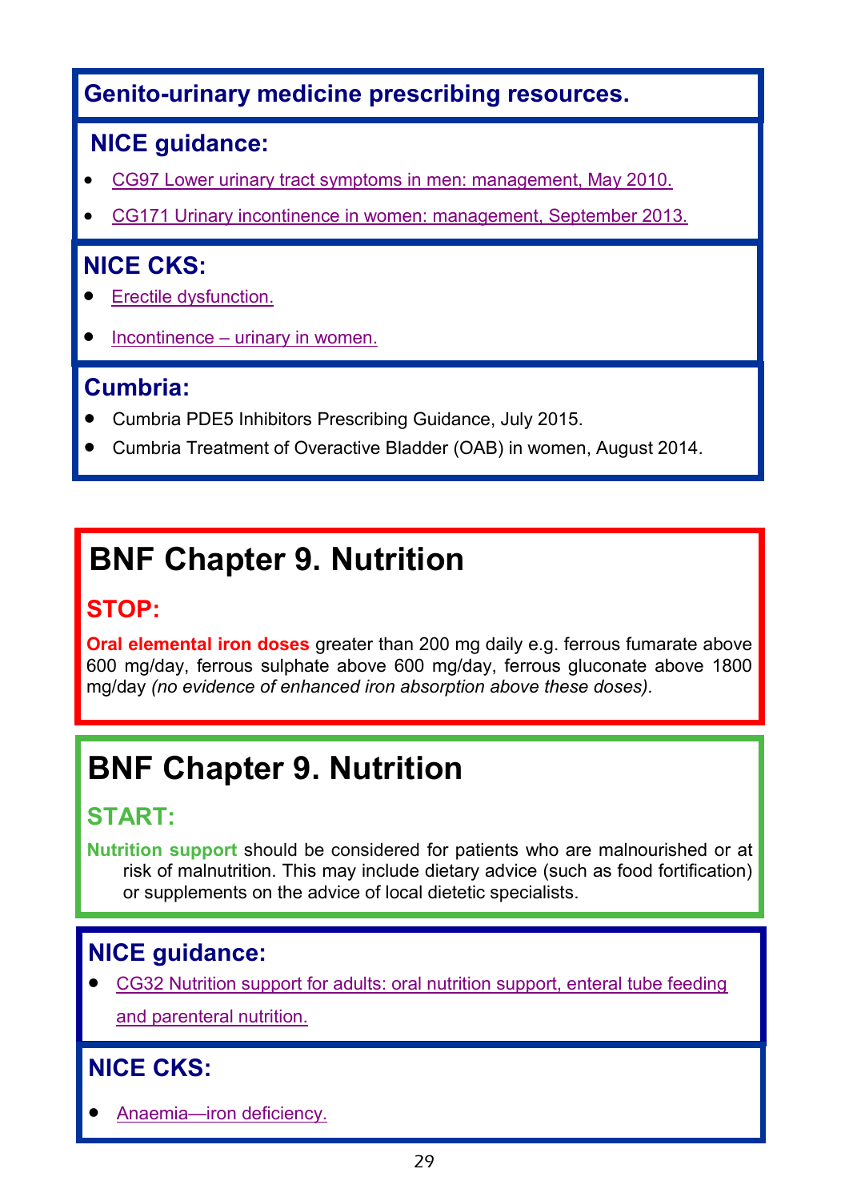## Genito-urinary medicine prescribing resources.

### NICE guidance:

- CG97 Lower urinary tract symptoms in men: management, May 2010.
- CG171 Urinary incontinence in women: management, September 2013.

### NICE CKS:

- Erectile dysfunction.
- Incontinence – urinary in women.

### Cumbria:

- Cumbria PDE5 Inhibitors Prescribing Guidance, July 2015.
- Cumbria Treatment of Overactive Bladder (OAB) in women, August 2014.

# BNF Chapter 9. Nutrition

## STOP:

**Oral elemental iron doses** greater than 200 mg daily e.g. ferrous fumarate above 600 mg/day, ferrous sulphate above 600 mg/day, ferrous gluconate above 1800 mg/day *(no evidence of enhanced iron absorption above these doses).*

# BNF Chapter 9. Nutrition

## START:

**Nutrition support** should be considered for patients who are malnourished or at risk of malnutrition. This may include dietary advice (such as food fortification) or supplements on the advice of local dietetic specialists.

### NICE guidance:

- CG32 Nutrition support for adults: oral nutrition support, enteral tube feeding and parenteral nutrition.

### NICE CKS:

- Anaemia—iron deficiency.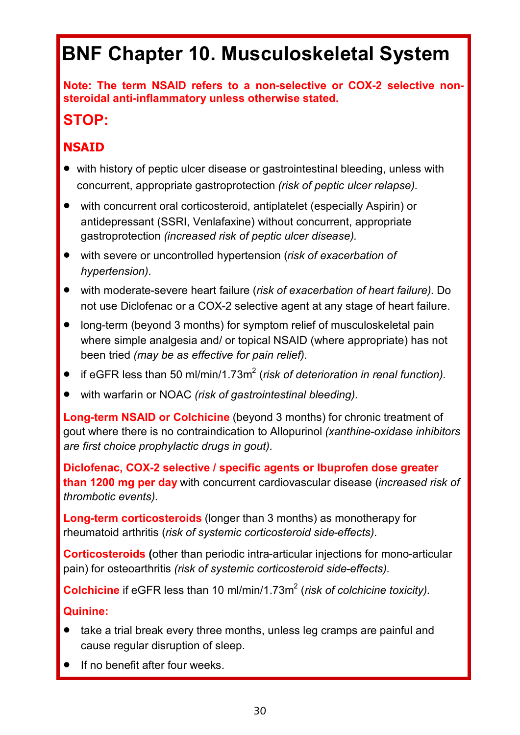# BNF Chapter 10. Musculoskeletal System

**Note: The term NSAID refers to a non-selective or COX-2 selective non-steroidal anti-inflammatory unless otherwise stated.**

## STOP:

### NSAID

- with history of peptic ulcer disease or gastrointestinal bleeding, unless with concurrent, appropriate gastroprotection *(risk of peptic ulcer relapse).*
- with concurrent oral corticosteroid, antiplatelet (especially Aspirin) or antidepressant (SSRI, Venlafaxine) without concurrent, appropriate gastroprotection *(increased risk of peptic ulcer disease).*
- with severe or uncontrolled hypertension (*risk of exacerbation of hypertension).*
- with moderate-severe heart failure (*risk of exacerbation of heart failure).* Do not use Diclofenac or a COX-2 selective agent at any stage of heart failure.
- long-term (beyond 3 months) for symptom relief of musculoskeletal pain where simple analgesia and/ or topical NSAID (where appropriate) has not been tried *(may be as effective for pain relief).*
- if eGFR less than 50 ml/min/1.73m$^2$ (*risk of deterioration in renal function).*
- with warfarin or NOAC *(risk of gastrointestinal bleeding).*

**Long-term NSAID or Colchicine** (beyond 3 months) for chronic treatment of gout where there is no contraindication to Allopurinol *(xanthine-oxidase inhibitors are first choice prophylactic drugs in gout).*

**Diclofenac, COX-2 selective / specific agents or Ibuprofen dose greater than 1200 mg per day** with concurrent cardiovascular disease (*increased risk of thrombotic events).*

**Long-term corticosteroids** (longer than 3 months) as monotherapy for rheumatoid arthritis (*risk of systemic corticosteroid side-effects).*

**Corticosteroids** (other than periodic intra-articular injections for mono-articular pain) for osteoarthritis *(risk of systemic corticosteroid side-effects).*

**Colchicine** if eGFR less than 10 ml/min/1.73m$^2$ (*risk of colchicine toxicity).*

**Quinine:**

- take a trial break every three months, unless leg cramps are painful and cause regular disruption of sleep.
- If no benefit after four weeks.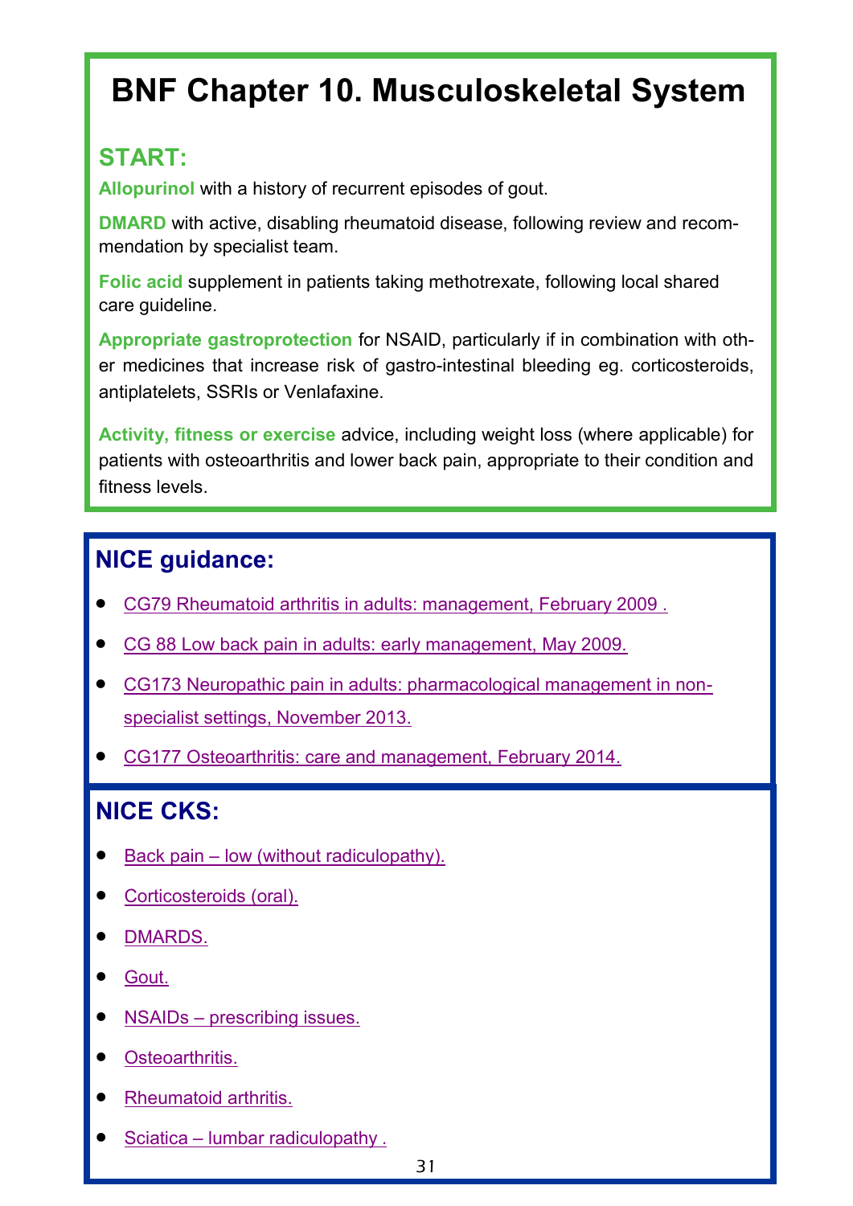# BNF Chapter 10. Musculoskeletal System

## START:

**Allopurinol** with a history of recurrent episodes of gout.

**DMARD** with active, disabling rheumatoid disease, following review and recommendation by specialist team.

**Folic acid** supplement in patients taking methotrexate, following local shared care guideline.

**Appropriate gastroprotection** for NSAID, particularly if in combination with other medicines that increase risk of gastro-intestinal bleeding eg. corticosteroids, antiplatelets, SSRIs or Venlafaxine.

**Activity, fitness or exercise** advice, including weight loss (where applicable) for patients with osteoarthritis and lower back pain, appropriate to their condition and fitness levels.

## NICE guidance:

- CG79 Rheumatoid arthritis in adults: management, February 2009 .
- CG 88 Low back pain in adults: early management, May 2009.
- CG173 Neuropathic pain in adults: pharmacological management in non-specialist settings, November 2013.
- CG177 Osteoarthritis: care and management, February 2014.

## NICE CKS:

- Back pain – low (without radiculopathy).
- Corticosteroids (oral).
- DMARDS.
- Gout.
- NSAIDs – prescribing issues.
- Osteoarthritis.
- Rheumatoid arthritis.
- Sciatica – lumbar radiculopathy .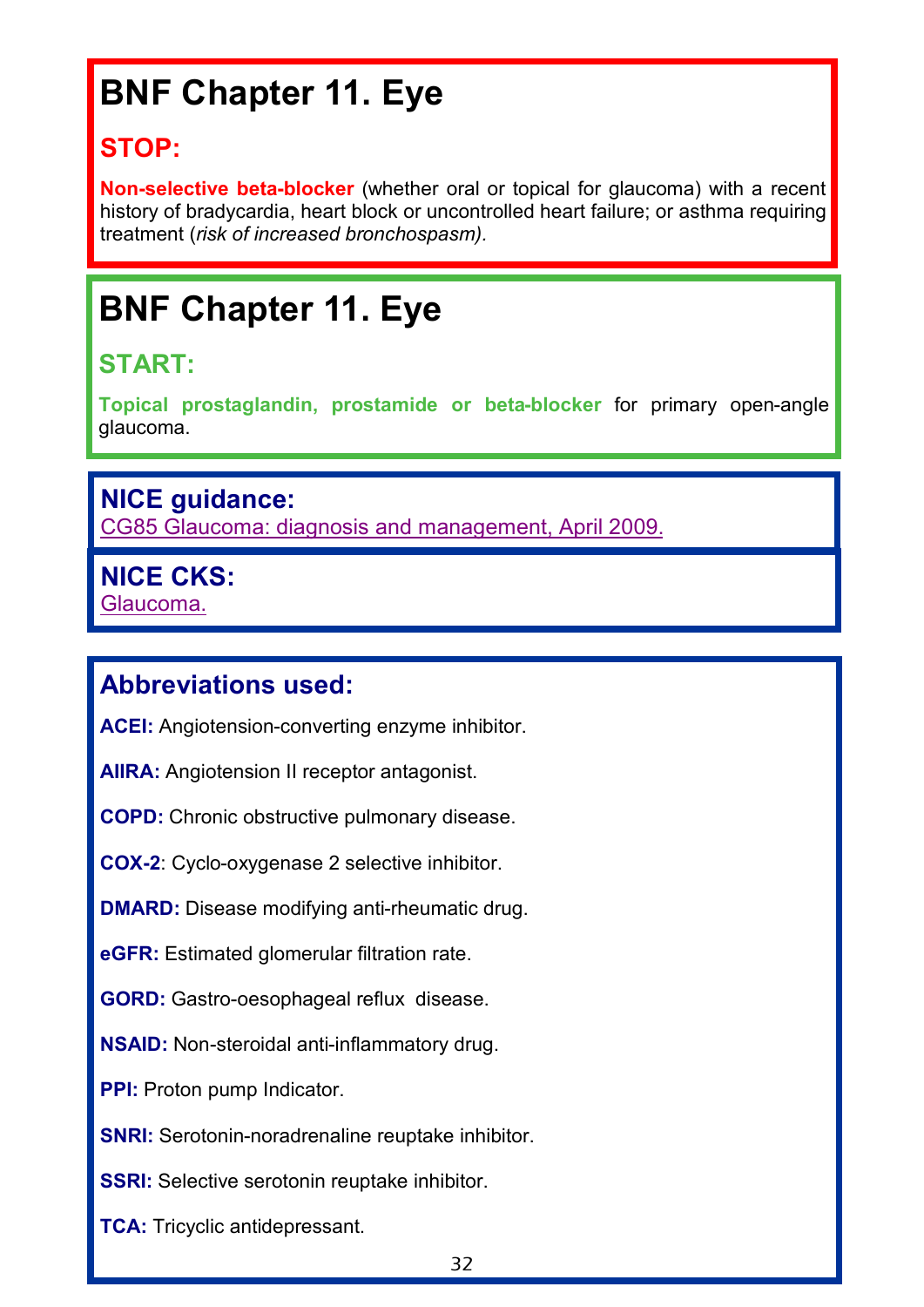# BNF Chapter 11. Eye

## STOP:

**Non-selective beta-blocker** (whether oral or topical for glaucoma) with a recent history of bradycardia, heart block or uncontrolled heart failure; or asthma requiring treatment (*risk of increased bronchospasm).*

# BNF Chapter 11. Eye

## START:

**Topical prostaglandin, prostamide or beta-blocker** for primary open-angle glaucoma.

## NICE guidance:

CG85 Glaucoma: diagnosis and management, April 2009.

## NICE CKS:

Glaucoma.

## Abbreviations used:

**ACEI:** Angiotension-converting enzyme inhibitor.

**AIIRA:** Angiotension II receptor antagonist.

**COPD:** Chronic obstructive pulmonary disease.

**COX-2**: Cyclo-oxygenase 2 selective inhibitor.

**DMARD:** Disease modifying anti-rheumatic drug.

**eGFR:** Estimated glomerular filtration rate.

**GORD:** Gastro-oesophageal reflux disease.

**NSAID:** Non-steroidal anti-inflammatory drug.

**PPI:** Proton pump Indicator.

**SNRI:** Serotonin-noradrenaline reuptake inhibitor.

**SSRI:** Selective serotonin reuptake inhibitor.

**TCA:** Tricyclic antidepressant.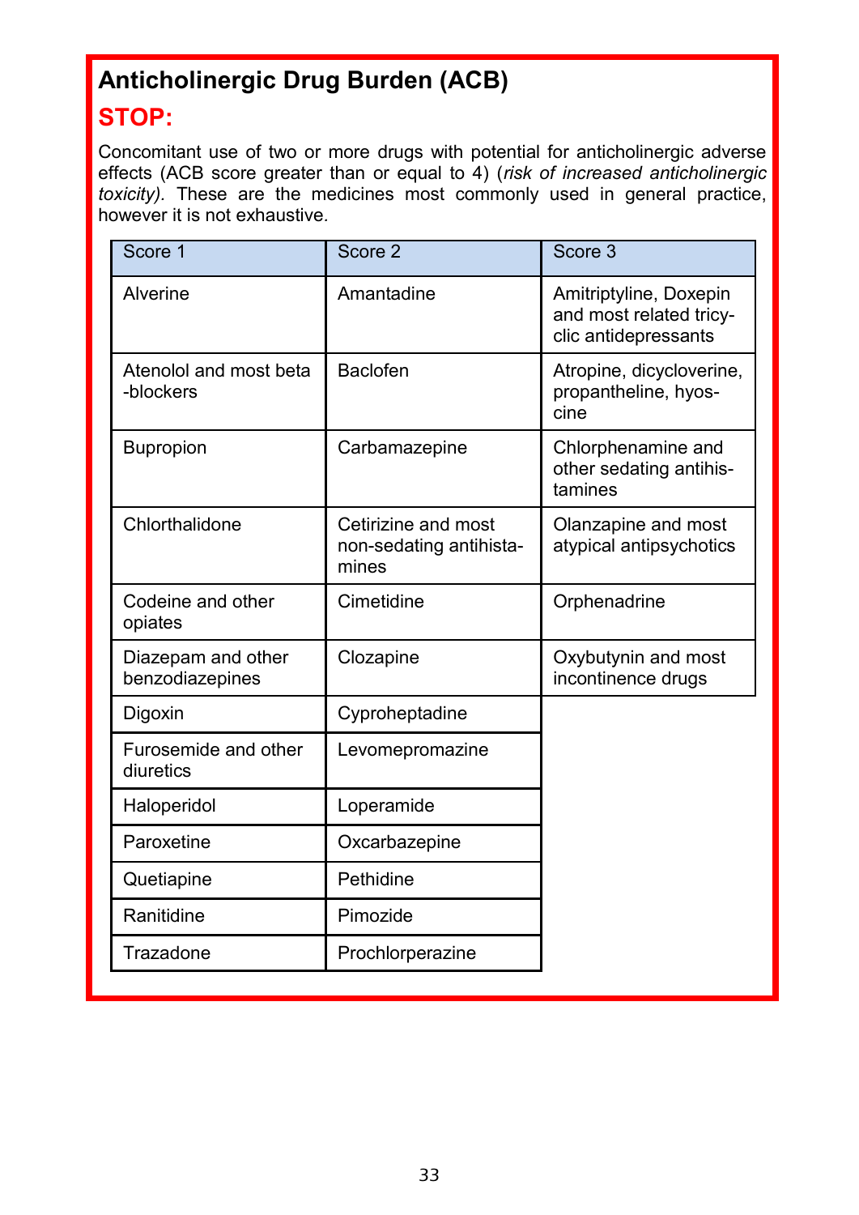## Anticholinergic Drug Burden (ACB)

### STOP:

Concomitant use of two or more drugs with potential for anticholinergic adverse effects (ACB score greater than or equal to 4) (*risk of increased anticholinergic toxicity*). These are the medicines most commonly used in general practice, however it is not exhaustive.

| Score 1 | Score 2 | Score 3 |
|---|---|---|
| Alverine | Amantadine | Amitriptyline, Doxepin and most related tricyclic antidepressants |
| Atenolol and most beta-blockers | Baclofen | Atropine, dicycloverine, propantheline, hyoscine |
| Bupropion | Carbamazepine | Chlorphenamine and other sedating antihistamines |
| Chlorthalidone | Cetirizine and most non-sedating antihistamines | Olanzapine and most atypical antipsychotics |
| Codeine and other opiates | Cimetidine | Orphenadrine |
| Diazepam and other benzodiazepines | Clozapine | Oxybutynin and most incontinence drugs |
| Digoxin | Cyproheptadine | |
| Furosemide and other diuretics | Levomepromazine | |
| Haloperidol | Loperamide | |
| Paroxetine | Oxcarbazepine | |
| Quetiapine | Pethidine | |
| Ranitidine | Pimozide | |
| Trazadone | Prochlorperazine | |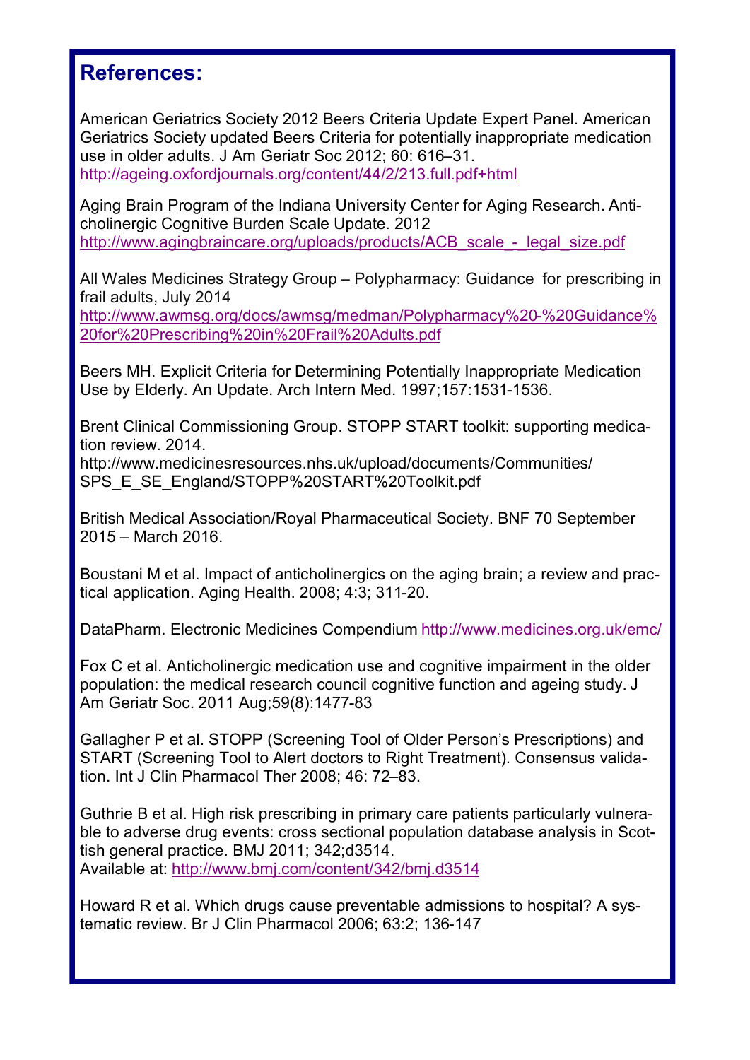## References:

American Geriatrics Society 2012 Beers Criteria Update Expert Panel. American Geriatrics Society updated Beers Criteria for potentially inappropriate medication use in older adults. J Am Geriatr Soc 2012; 60: 616–31.
http://ageing.oxfordjournals.org/content/44/2/213.full.pdf+html

Aging Brain Program of the Indiana University Center for Aging Research. Anticholinergic Cognitive Burden Scale Update. 2012
http://www.agingbraincare.org/uploads/products/ACB_scale_-_legal_size.pdf

All Wales Medicines Strategy Group – Polypharmacy: Guidance for prescribing in frail adults, July 2014
http://www.awmsg.org/docs/awmsg/medman/Polypharmacy%20-%20Guidance%20for%20Prescribing%20in%20Frail%20Adults.pdf

Beers MH. Explicit Criteria for Determining Potentially Inappropriate Medication Use by Elderly. An Update. Arch Intern Med. 1997;157:1531-1536.

Brent Clinical Commissioning Group. STOPP START toolkit: supporting medication review. 2014.
http://www.medicinesresources.nhs.uk/upload/documents/Communities/SPS_E_SE_England/STOPP%20START%20Toolkit.pdf

British Medical Association/Royal Pharmaceutical Society. BNF 70 September 2015 – March 2016.

Boustani M et al. Impact of anticholinergics on the aging brain; a review and practical application. Aging Health. 2008; 4:3; 311-20.

DataPharm. Electronic Medicines Compendium http://www.medicines.org.uk/emc/

Fox C et al. Anticholinergic medication use and cognitive impairment in the older population: the medical research council cognitive function and ageing study. J Am Geriatr Soc. 2011 Aug;59(8):1477-83

Gallagher P et al. STOPP (Screening Tool of Older Person's Prescriptions) and START (Screening Tool to Alert doctors to Right Treatment). Consensus validation. Int J Clin Pharmacol Ther 2008; 46: 72–83.

Guthrie B et al. High risk prescribing in primary care patients particularly vulnerable to adverse drug events: cross sectional population database analysis in Scottish general practice. BMJ 2011; 342;d3514.
Available at: http://www.bmj.com/content/342/bmj.d3514

Howard R et al. Which drugs cause preventable admissions to hospital? A systematic review. Br J Clin Pharmacol 2006; 63:2; 136-147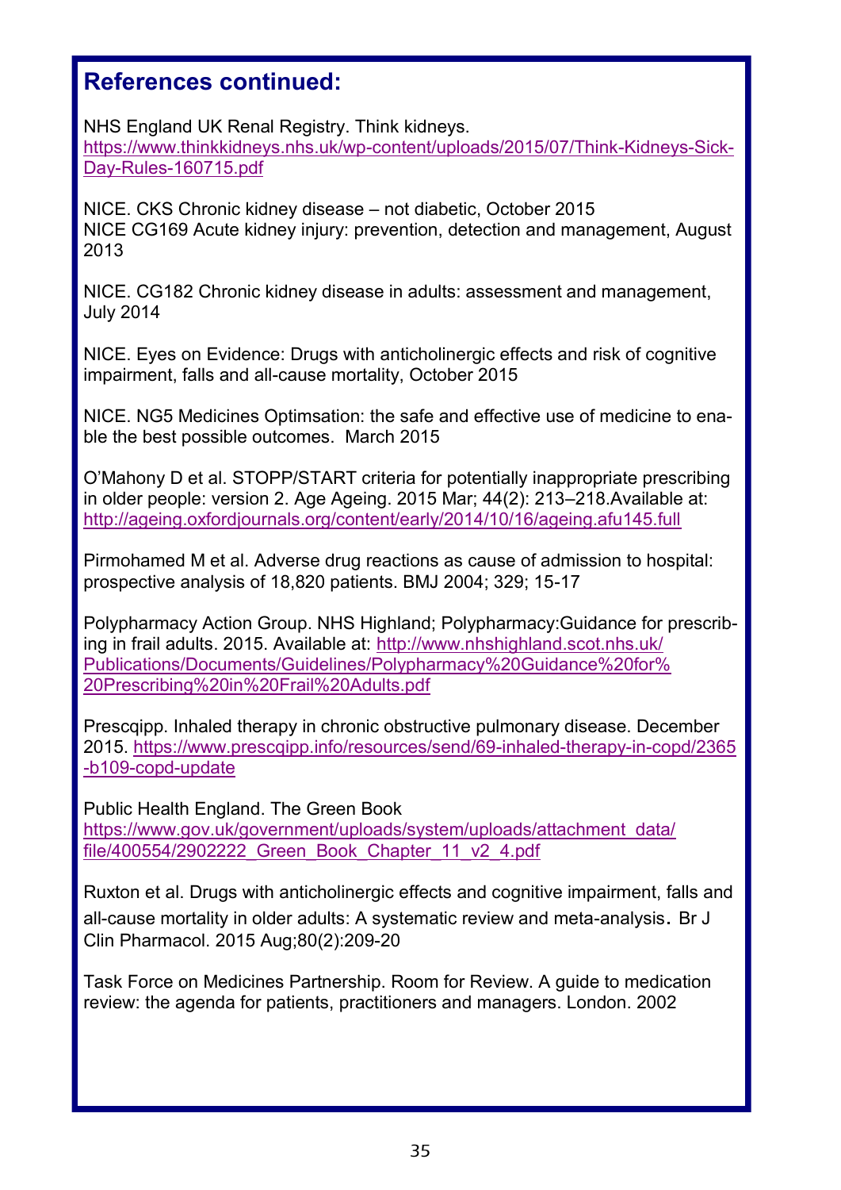## References continued:

NHS England UK Renal Registry. Think kidneys. https://www.thinkkidneys.nhs.uk/wp-content/uploads/2015/07/Think-Kidneys-Sick-Day-Rules-160715.pdf

NICE. CKS Chronic kidney disease – not diabetic, October 2015
NICE CG169 Acute kidney injury: prevention, detection and management, August 2013

NICE. CG182 Chronic kidney disease in adults: assessment and management, July 2014

NICE. Eyes on Evidence: Drugs with anticholinergic effects and risk of cognitive impairment, falls and all-cause mortality, October 2015

NICE. NG5 Medicines Optimsation: the safe and effective use of medicine to enable the best possible outcomes. March 2015

O'Mahony D et al. STOPP/START criteria for potentially inappropriate prescribing in older people: version 2. Age Ageing. 2015 Mar; 44(2): 213–218.Available at: http://ageing.oxfordjournals.org/content/early/2014/10/16/ageing.afu145.full

Pirmohamed M et al. Adverse drug reactions as cause of admission to hospital: prospective analysis of 18,820 patients. BMJ 2004; 329; 15-17

Polypharmacy Action Group. NHS Highland; Polypharmacy:Guidance for prescribing in frail adults. 2015. Available at: http://www.nhshighland.scot.nhs.uk/Publications/Documents/Guidelines/Polypharmacy%20Guidance%20for%20Prescribing%20in%20Frail%20Adults.pdf

Prescqipp. Inhaled therapy in chronic obstructive pulmonary disease. December 2015. https://www.prescqipp.info/resources/send/69-inhaled-therapy-in-copd/2365-b109-copd-update

Public Health England. The Green Book
https://www.gov.uk/government/uploads/system/uploads/attachment_data/file/400554/2902222_Green_Book_Chapter_11_v2_4.pdf

Ruxton et al. Drugs with anticholinergic effects and cognitive impairment, falls and all-cause mortality in older adults: A systematic review and meta-analysis. Br J Clin Pharmacol. 2015 Aug;80(2):209-20

Task Force on Medicines Partnership. Room for Review. A guide to medication review: the agenda for patients, practitioners and managers. London. 2002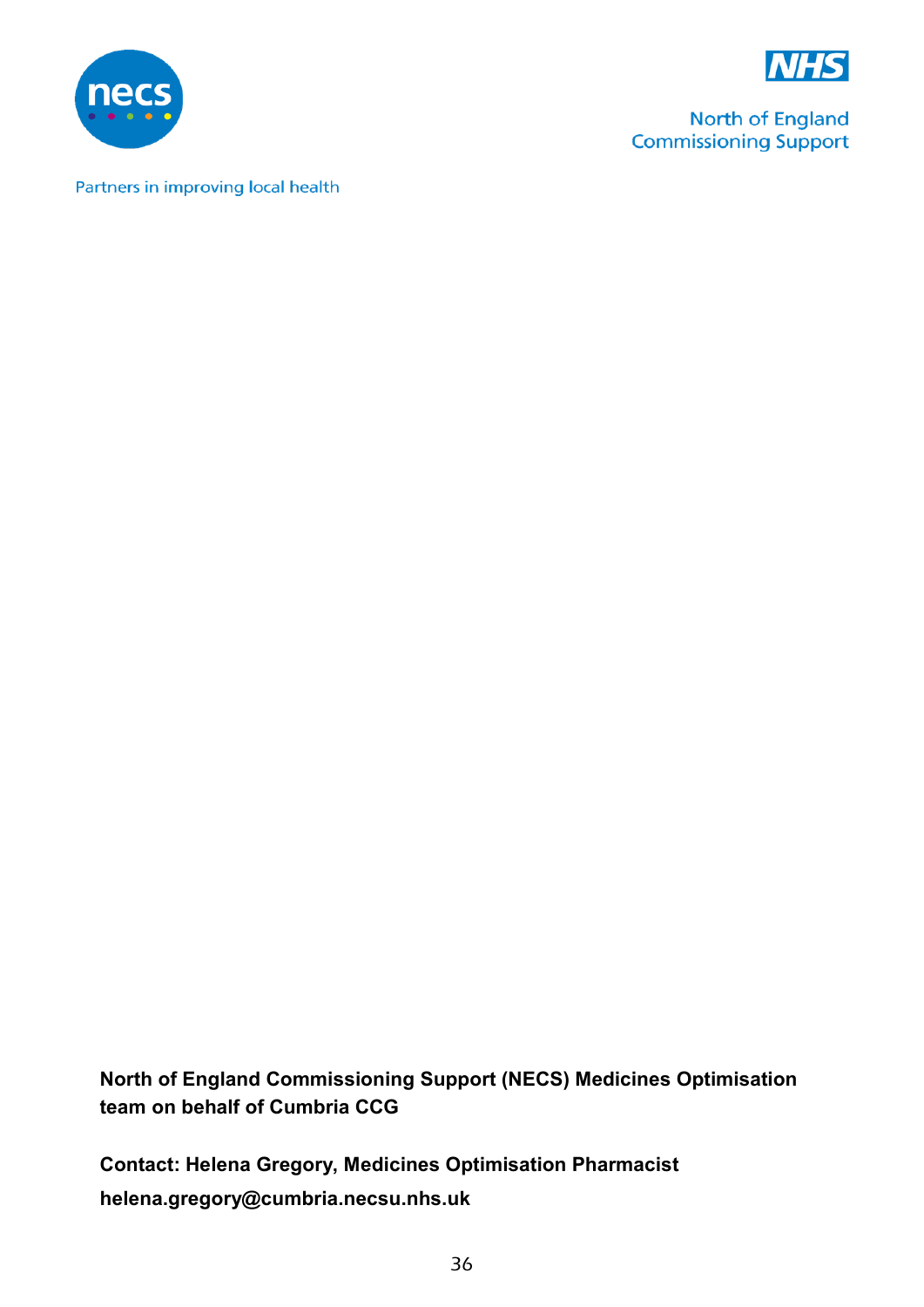necs

Partners in improving local health

NHS

North of England
Commissioning Support

**North of England Commissioning Support (NECS) Medicines Optimisation team on behalf of Cumbria CCG**

**Contact: Helena Gregory, Medicines Optimisation Pharmacist**
**helena.gregory@cumbria.necsu.nhs.uk**